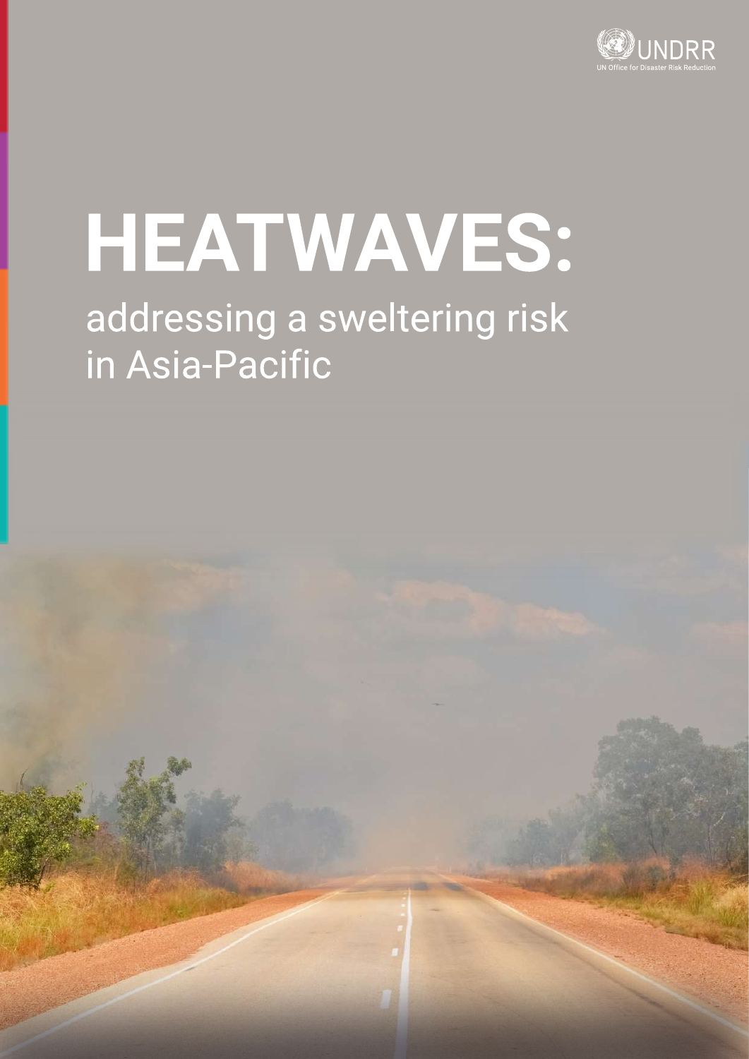UNDRR

UN Office for Disaster Risk Reduction

# HEATWAVES:

## addressing a sweltering risk in Asia-Pacific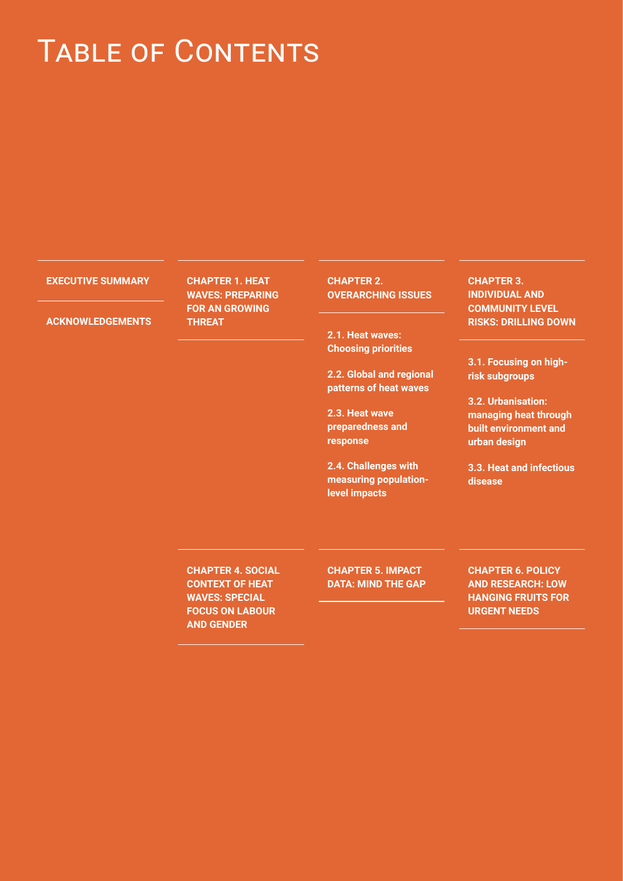# Table of Contents

**EXECUTIVE SUMMARY**

**ACKNOWLEDGEMENTS**

**CHAPTER 1. HEAT WAVES: PREPARING FOR AN GROWING THREAT**

**CHAPTER 2. OVERARCHING ISSUES**

- **2.1. Heat waves: Choosing priorities**
- **2.2. Global and regional patterns of heat waves**
- **2.3. Heat wave preparedness and response**
- **2.4. Challenges with measuring population-level impacts**

**CHAPTER 3. INDIVIDUAL AND COMMUNITY LEVEL RISKS: DRILLING DOWN**

- **3.1. Focusing on high-risk subgroups**
- **3.2. Urbanisation: managing heat through built environment and urban design**
- **3.3. Heat and infectious disease**

**CHAPTER 4. SOCIAL CONTEXT OF HEAT WAVES: SPECIAL FOCUS ON LABOUR AND GENDER**

**CHAPTER 5. IMPACT DATA: MIND THE GAP**

**CHAPTER 6. POLICY AND RESEARCH: LOW HANGING FRUITS FOR URGENT NEEDS**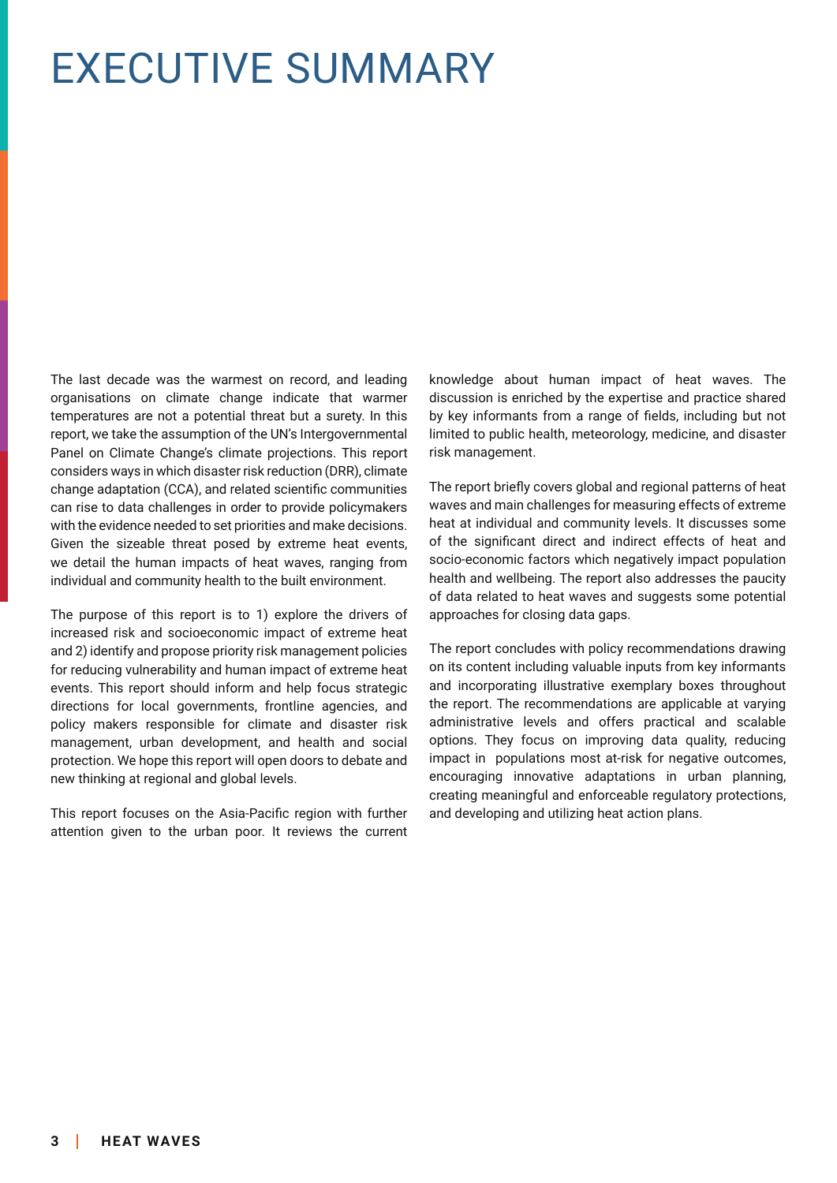# EXECUTIVE SUMMARY

The last decade was the warmest on record, and leading organisations on climate change indicate that warmer temperatures are not a potential threat but a surety. In this report, we take the assumption of the UN's Intergovernmental Panel on Climate Change's climate projections. This report considers ways in which disaster risk reduction (DRR), climate change adaptation (CCA), and related scientific communities can rise to data challenges in order to provide policymakers with the evidence needed to set priorities and make decisions. Given the sizeable threat posed by extreme heat events, we detail the human impacts of heat waves, ranging from individual and community health to the built environment.

The purpose of this report is to 1) explore the drivers of increased risk and socioeconomic impact of extreme heat and 2) identify and propose priority risk management policies for reducing vulnerability and human impact of extreme heat events. This report should inform and help focus strategic directions for local governments, frontline agencies, and policy makers responsible for climate and disaster risk management, urban development, and health and social protection. We hope this report will open doors to debate and new thinking at regional and global levels.

This report focuses on the Asia-Pacific region with further attention given to the urban poor. It reviews the current knowledge about human impact of heat waves. The discussion is enriched by the expertise and practice shared by key informants from a range of fields, including but not limited to public health, meteorology, medicine, and disaster risk management.

The report briefly covers global and regional patterns of heat waves and main challenges for measuring effects of extreme heat at individual and community levels. It discusses some of the significant direct and indirect effects of heat and socio-economic factors which negatively impact population health and wellbeing. The report also addresses the paucity of data related to heat waves and suggests some potential approaches for closing data gaps.

The report concludes with policy recommendations drawing on its content including valuable inputs from key informants and incorporating illustrative exemplary boxes throughout the report. The recommendations are applicable at varying administrative levels and offers practical and scalable options. They focus on improving data quality, reducing impact in populations most at-risk for negative outcomes, encouraging innovative adaptations in urban planning, creating meaningful and enforceable regulatory protections, and developing and utilizing heat action plans.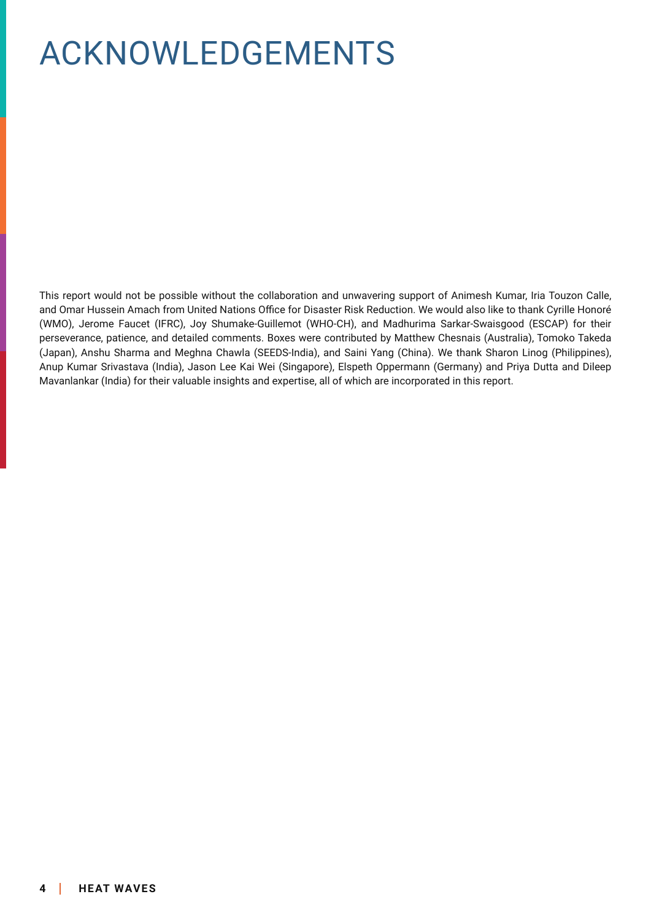# ACKNOWLEDGEMENTS

This report would not be possible without the collaboration and unwavering support of Animesh Kumar, Iria Touzon Calle, and Omar Hussein Amach from United Nations Office for Disaster Risk Reduction. We would also like to thank Cyrille Honoré (WMO), Jerome Faucet (IFRC), Joy Shumake-Guillemot (WHO-CH), and Madhurima Sarkar-Swaisgood (ESCAP) for their perseverance, patience, and detailed comments. Boxes were contributed by Matthew Chesnais (Australia), Tomoko Takeda (Japan), Anshu Sharma and Meghna Chawla (SEEDS-India), and Saini Yang (China). We thank Sharon Linog (Philippines), Anup Kumar Srivastava (India), Jason Lee Kai Wei (Singapore), Elspeth Oppermann (Germany) and Priya Dutta and Dileep Mavanlankar (India) for their valuable insights and expertise, all of which are incorporated in this report.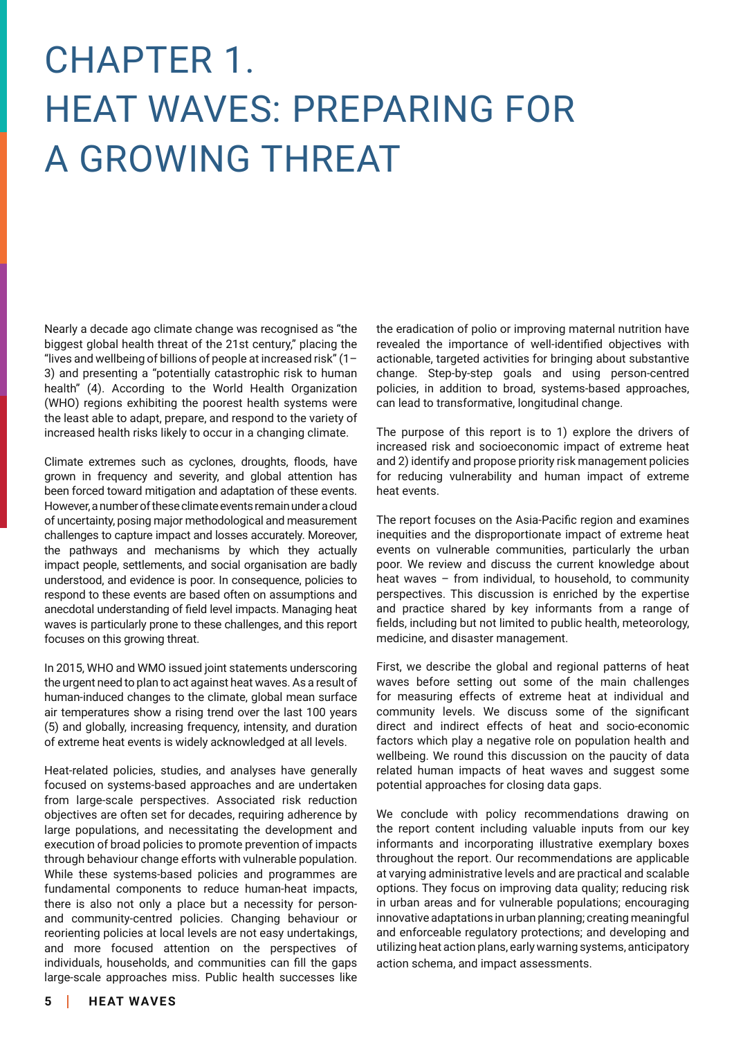# CHAPTER 1. HEAT WAVES: PREPARING FOR A GROWING THREAT

Nearly a decade ago climate change was recognised as "the biggest global health threat of the 21st century," placing the "lives and wellbeing of billions of people at increased risk" (1–3) and presenting a "potentially catastrophic risk to human health" (4). According to the World Health Organization (WHO) regions exhibiting the poorest health systems were the least able to adapt, prepare, and respond to the variety of increased health risks likely to occur in a changing climate.

Climate extremes such as cyclones, droughts, floods, have grown in frequency and severity, and global attention has been forced toward mitigation and adaptation of these events. However, a number of these climate events remain under a cloud of uncertainty, posing major methodological and measurement challenges to capture impact and losses accurately. Moreover, the pathways and mechanisms by which they actually impact people, settlements, and social organisation are badly understood, and evidence is poor. In consequence, policies to respond to these events are based often on assumptions and anecdotal understanding of field level impacts. Managing heat waves is particularly prone to these challenges, and this report focuses on this growing threat.

In 2015, WHO and WMO issued joint statements underscoring the urgent need to plan to act against heat waves. As a result of human-induced changes to the climate, global mean surface air temperatures show a rising trend over the last 100 years (5) and globally, increasing frequency, intensity, and duration of extreme heat events is widely acknowledged at all levels.

Heat-related policies, studies, and analyses have generally focused on systems-based approaches and are undertaken from large-scale perspectives. Associated risk reduction objectives are often set for decades, requiring adherence by large populations, and necessitating the development and execution of broad policies to promote prevention of impacts through behaviour change efforts with vulnerable population. While these systems-based policies and programmes are fundamental components to reduce human-heat impacts, there is also not only a place but a necessity for person- and community-centred policies. Changing behaviour or reorienting policies at local levels are not easy undertakings, and more focused attention on the perspectives of individuals, households, and communities can fill the gaps large-scale approaches miss. Public health successes like the eradication of polio or improving maternal nutrition have revealed the importance of well-identified objectives with actionable, targeted activities for bringing about substantive change. Step-by-step goals and using person-centred policies, in addition to broad, systems-based approaches, can lead to transformative, longitudinal change.

The purpose of this report is to 1) explore the drivers of increased risk and socioeconomic impact of extreme heat and 2) identify and propose priority risk management policies for reducing vulnerability and human impact of extreme heat events.

The report focuses on the Asia-Pacific region and examines inequities and the disproportionate impact of extreme heat events on vulnerable communities, particularly the urban poor. We review and discuss the current knowledge about heat waves – from individual, to household, to community perspectives. This discussion is enriched by the expertise and practice shared by key informants from a range of fields, including but not limited to public health, meteorology, medicine, and disaster management.

First, we describe the global and regional patterns of heat waves before setting out some of the main challenges for measuring effects of extreme heat at individual and community levels. We discuss some of the significant direct and indirect effects of heat and socio-economic factors which play a negative role on population health and wellbeing. We round this discussion on the paucity of data related human impacts of heat waves and suggest some potential approaches for closing data gaps.

We conclude with policy recommendations drawing on the report content including valuable inputs from our key informants and incorporating illustrative exemplary boxes throughout the report. Our recommendations are applicable at varying administrative levels and are practical and scalable options. They focus on improving data quality; reducing risk in urban areas and for vulnerable populations; encouraging innovative adaptations in urban planning; creating meaningful and enforceable regulatory protections; and developing and utilizing heat action plans, early warning systems, anticipatory action schema, and impact assessments.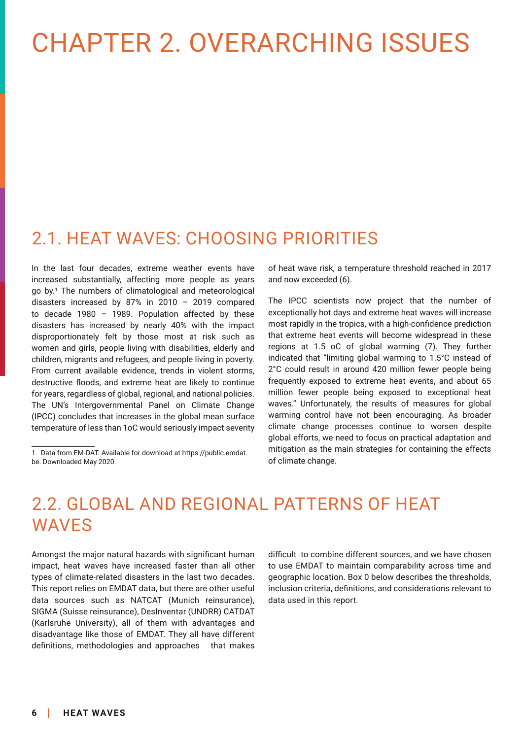# CHAPTER 2. OVERARCHING ISSUES

## 2.1. HEAT WAVES: CHOOSING PRIORITIES

In the last four decades, extreme weather events have increased substantially, affecting more people as years go by.[1] The numbers of climatological and meteorological disasters increased by 87% in 2010 – 2019 compared to decade 1980 – 1989. Population affected by these disasters has increased by nearly 40% with the impact disproportionately felt by those most at risk such as women and girls, people living with disabilities, elderly and children, migrants and refugees, and people living in poverty. From current available evidence, trends in violent storms, destructive floods, and extreme heat are likely to continue for years, regardless of global, regional, and national policies. The UN's Intergovernmental Panel on Climate Change (IPCC) concludes that increases in the global mean surface temperature of less than 1oC would seriously impact severity of heat wave risk, a temperature threshold reached in 2017 and now exceeded (6).

The IPCC scientists now project that the number of exceptionally hot days and extreme heat waves will increase most rapidly in the tropics, with a high-confidence prediction that extreme heat events will become widespread in these regions at 1.5 oC of global warming (7). They further indicated that "limiting global warming to 1.5°C instead of 2°C could result in around 420 million fewer people being frequently exposed to extreme heat events, and about 65 million fewer people being exposed to exceptional heat waves." Unfortunately, the results of measures for global warming control have not been encouraging. As broader climate change processes continue to worsen despite global efforts, we need to focus on practical adaptation and mitigation as the main strategies for containing the effects of climate change.

1 Data from EM-DAT. Available for download at https://public.emdat.be. Downloaded May 2020.

## 2.2. GLOBAL AND REGIONAL PATTERNS OF HEAT WAVES

Amongst the major natural hazards with significant human impact, heat waves have increased faster than all other types of climate-related disasters in the last two decades. This report relies on EMDAT data, but there are other useful data sources such as NATCAT (Munich reinsurance), SIGMA (Suisse reinsurance), DesInventar (UNDRR) CATDAT (Karlsruhe University), all of them with advantages and disadvantage like those of EMDAT. They all have different definitions, methodologies and approaches that makes difficult to combine different sources, and we have chosen to use EMDAT to maintain comparability across time and geographic location. Box 0 below describes the thresholds, inclusion criteria, definitions, and considerations relevant to data used in this report.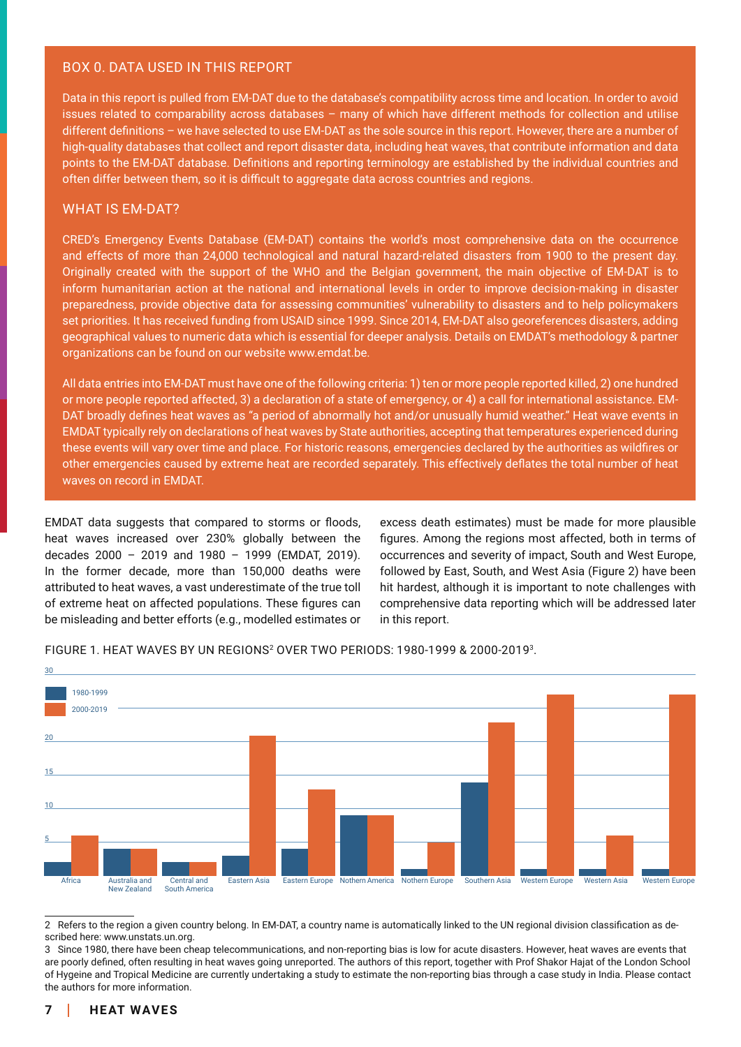## BOX 0. DATA USED IN THIS REPORT

Data in this report is pulled from EM-DAT due to the database's compatibility across time and location. In order to avoid issues related to comparability across databases – many of which have different methods for collection and utilise different definitions – we have selected to use EM-DAT as the sole source in this report. However, there are a number of high-quality databases that collect and report disaster data, including heat waves, that contribute information and data points to the EM-DAT database. Definitions and reporting terminology are established by the individual countries and often differ between them, so it is difficult to aggregate data across countries and regions.

### WHAT IS EM-DAT?

CRED's Emergency Events Database (EM-DAT) contains the world's most comprehensive data on the occurrence and effects of more than 24,000 technological and natural hazard-related disasters from 1900 to the present day. Originally created with the support of the WHO and the Belgian government, the main objective of EM-DAT is to inform humanitarian action at the national and international levels in order to improve decision-making in disaster preparedness, provide objective data for assessing communities' vulnerability to disasters and to help policymakers set priorities. It has received funding from USAID since 1999. Since 2014, EM-DAT also georeferences disasters, adding geographical values to numeric data which is essential for deeper analysis. Details on EMDAT's methodology & partner organizations can be found on our website www.emdat.be.

All data entries into EM-DAT must have one of the following criteria: 1) ten or more people reported killed, 2) one hundred or more people reported affected, 3) a declaration of a state of emergency, or 4) a call for international assistance. EM-DAT broadly defines heat waves as "a period of abnormally hot and/or unusually humid weather." Heat wave events in EMDAT typically rely on declarations of heat waves by State authorities, accepting that temperatures experienced during these events will vary over time and place. For historic reasons, emergencies declared by the authorities as wildfires or other emergencies caused by extreme heat are recorded separately. This effectively deflates the total number of heat waves on record in EMDAT.

EMDAT data suggests that compared to storms or floods, heat waves increased over 230% globally between the decades 2000 – 2019 and 1980 – 1999 (EMDAT, 2019). In the former decade, more than 150,000 deaths were attributed to heat waves, a vast underestimate of the true toll of extreme heat on affected populations. These figures can be misleading and better efforts (e.g., modelled estimates or excess death estimates) must be made for more plausible figures. Among the regions most affected, both in terms of occurrences and severity of impact, South and West Europe, followed by East, South, and West Asia (Figure 2) have been hit hardest, although it is important to note challenges with comprehensive data reporting which will be addressed later in this report.

FIGURE 1. HEAT WAVES BY UN REGIONS[2] OVER TWO PERIODS: 1980-1999 & 2000-2019[3].

30
20
15
10
5

1980-1999
2000-2019

Africa
Australia and New Zealand
Central and South America
Eastern Asia
Eastern Europe
Nothern America
Nothern Europe
Southern Asia
Western Europe
Western Asia
Western Europe

---

2 Refers to the region a given country belong. In EM-DAT, a country name is automatically linked to the UN regional division classification as described here: www.unstats.un.org.

3 Since 1980, there have been cheap telecommunications, and non-reporting bias is low for acute disasters. However, heat waves are events that are poorly defined, often resulting in heat waves going unreported. The authors of this report, together with Prof Shakor Hajat of the London School of Hygeine and Tropical Medicine are currently undertaking a study to estimate the non-reporting bias through a case study in India. Please contact the authors for more information.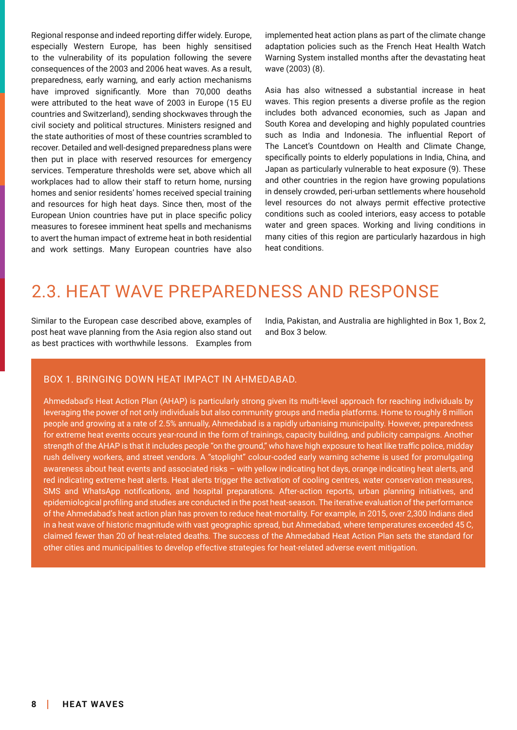Regional response and indeed reporting differ widely. Europe, especially Western Europe, has been highly sensitised to the vulnerability of its population following the severe consequences of the 2003 and 2006 heat waves. As a result, preparedness, early warning, and early action mechanisms have improved significantly. More than 70,000 deaths were attributed to the heat wave of 2003 in Europe (15 EU countries and Switzerland), sending shockwaves through the civil society and political structures. Ministers resigned and the state authorities of most of these countries scrambled to recover. Detailed and well-designed preparedness plans were then put in place with reserved resources for emergency services. Temperature thresholds were set, above which all workplaces had to allow their staff to return home, nursing homes and senior residents' homes received special training and resources for high heat days. Since then, most of the European Union countries have put in place specific policy measures to foresee imminent heat spells and mechanisms to avert the human impact of extreme heat in both residential and work settings. Many European countries have also implemented heat action plans as part of the climate change adaptation policies such as the French Heat Health Watch Warning System installed months after the devastating heat wave (2003) (8).

Asia has also witnessed a substantial increase in heat waves. This region presents a diverse profile as the region includes both advanced economies, such as Japan and South Korea and developing and highly populated countries such as India and Indonesia. The influential Report of The Lancet's Countdown on Health and Climate Change, specifically points to elderly populations in India, China, and Japan as particularly vulnerable to heat exposure (9). These and other countries in the region have growing populations in densely crowded, peri-urban settlements where household level resources do not always permit effective protective conditions such as cooled interiors, easy access to potable water and green spaces. Working and living conditions in many cities of this region are particularly hazardous in high heat conditions.

## 2.3. HEAT WAVE PREPAREDNESS AND RESPONSE

Similar to the European case described above, examples of post heat wave planning from the Asia region also stand out as best practices with worthwhile lessons. Examples from India, Pakistan, and Australia are highlighted in Box 1, Box 2, and Box 3 below.

### BOX 1. BRINGING DOWN HEAT IMPACT IN AHMEDABAD.

Ahmedabad's Heat Action Plan (AHAP) is particularly strong given its multi-level approach for reaching individuals by leveraging the power of not only individuals but also community groups and media platforms. Home to roughly 8 million people and growing at a rate of 2.5% annually, Ahmedabad is a rapidly urbanising municipality. However, preparedness for extreme heat events occurs year-round in the form of trainings, capacity building, and publicity campaigns. Another strength of the AHAP is that it includes people "on the ground," who have high exposure to heat like traffic police, midday rush delivery workers, and street vendors. A "stoplight" colour-coded early warning scheme is used for promulgating awareness about heat events and associated risks – with yellow indicating hot days, orange indicating heat alerts, and red indicating extreme heat alerts. Heat alerts trigger the activation of cooling centres, water conservation measures, SMS and WhatsApp notifications, and hospital preparations. After-action reports, urban planning initiatives, and epidemiological profiling and studies are conducted in the post heat-season. The iterative evaluation of the performance of the Ahmedabad's heat action plan has proven to reduce heat-mortality. For example, in 2015, over 2,300 Indians died in a heat wave of historic magnitude with vast geographic spread, but Ahmedabad, where temperatures exceeded 45 C, claimed fewer than 20 of heat-related deaths. The success of the Ahmedabad Heat Action Plan sets the standard for other cities and municipalities to develop effective strategies for heat-related adverse event mitigation.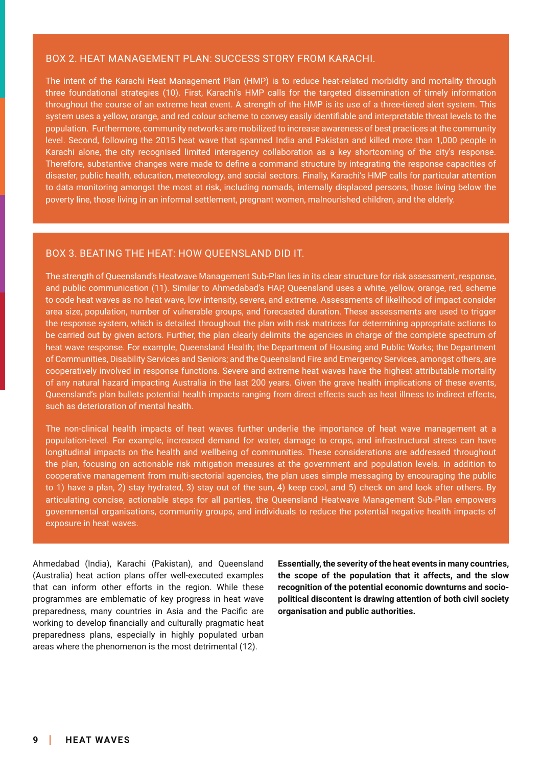### BOX 2. HEAT MANAGEMENT PLAN: SUCCESS STORY FROM KARACHI.

The intent of the Karachi Heat Management Plan (HMP) is to reduce heat-related morbidity and mortality through three foundational strategies (10). First, Karachi's HMP calls for the targeted dissemination of timely information throughout the course of an extreme heat event. A strength of the HMP is its use of a three-tiered alert system. This system uses a yellow, orange, and red colour scheme to convey easily identifiable and interpretable threat levels to the population. Furthermore, community networks are mobilized to increase awareness of best practices at the community level. Second, following the 2015 heat wave that spanned India and Pakistan and killed more than 1,000 people in Karachi alone, the city recognised limited interagency collaboration as a key shortcoming of the city's response. Therefore, substantive changes were made to define a command structure by integrating the response capacities of disaster, public health, education, meteorology, and social sectors. Finally, Karachi's HMP calls for particular attention to data monitoring amongst the most at risk, including nomads, internally displaced persons, those living below the poverty line, those living in an informal settlement, pregnant women, malnourished children, and the elderly.

### BOX 3. BEATING THE HEAT: HOW QUEENSLAND DID IT.

The strength of Queensland's Heatwave Management Sub-Plan lies in its clear structure for risk assessment, response, and public communication (11). Similar to Ahmedabad's HAP, Queensland uses a white, yellow, orange, red, scheme to code heat waves as no heat wave, low intensity, severe, and extreme. Assessments of likelihood of impact consider area size, population, number of vulnerable groups, and forecasted duration. These assessments are used to trigger the response system, which is detailed throughout the plan with risk matrices for determining appropriate actions to be carried out by given actors. Further, the plan clearly delimits the agencies in charge of the complete spectrum of heat wave response. For example, Queensland Health; the Department of Housing and Public Works; the Department of Communities, Disability Services and Seniors; and the Queensland Fire and Emergency Services, amongst others, are cooperatively involved in response functions. Severe and extreme heat waves have the highest attributable mortality of any natural hazard impacting Australia in the last 200 years. Given the grave health implications of these events, Queensland's plan bullets potential health impacts ranging from direct effects such as heat illness to indirect effects, such as deterioration of mental health.

The non-clinical health impacts of heat waves further underlie the importance of heat wave management at a population-level. For example, increased demand for water, damage to crops, and infrastructural stress can have longitudinal impacts on the health and wellbeing of communities. These considerations are addressed throughout the plan, focusing on actionable risk mitigation measures at the government and population levels. In addition to cooperative management from multi-sectorial agencies, the plan uses simple messaging by encouraging the public to 1) have a plan, 2) stay hydrated, 3) stay out of the sun, 4) keep cool, and 5) check on and look after others. By articulating concise, actionable steps for all parties, the Queensland Heatwave Management Sub-Plan empowers governmental organisations, community groups, and individuals to reduce the potential negative health impacts of exposure in heat waves.

Ahmedabad (India), Karachi (Pakistan), and Queensland (Australia) heat action plans offer well-executed examples that can inform other efforts in the region. While these programmes are emblematic of key progress in heat wave preparedness, many countries in Asia and the Pacific are working to develop financially and culturally pragmatic heat preparedness plans, especially in highly populated urban areas where the phenomenon is the most detrimental (12).

**Essentially, the severity of the heat events in many countries, the scope of the population that it affects, and the slow recognition of the potential economic downturns and socio-political discontent is drawing attention of both civil society organisation and public authorities.**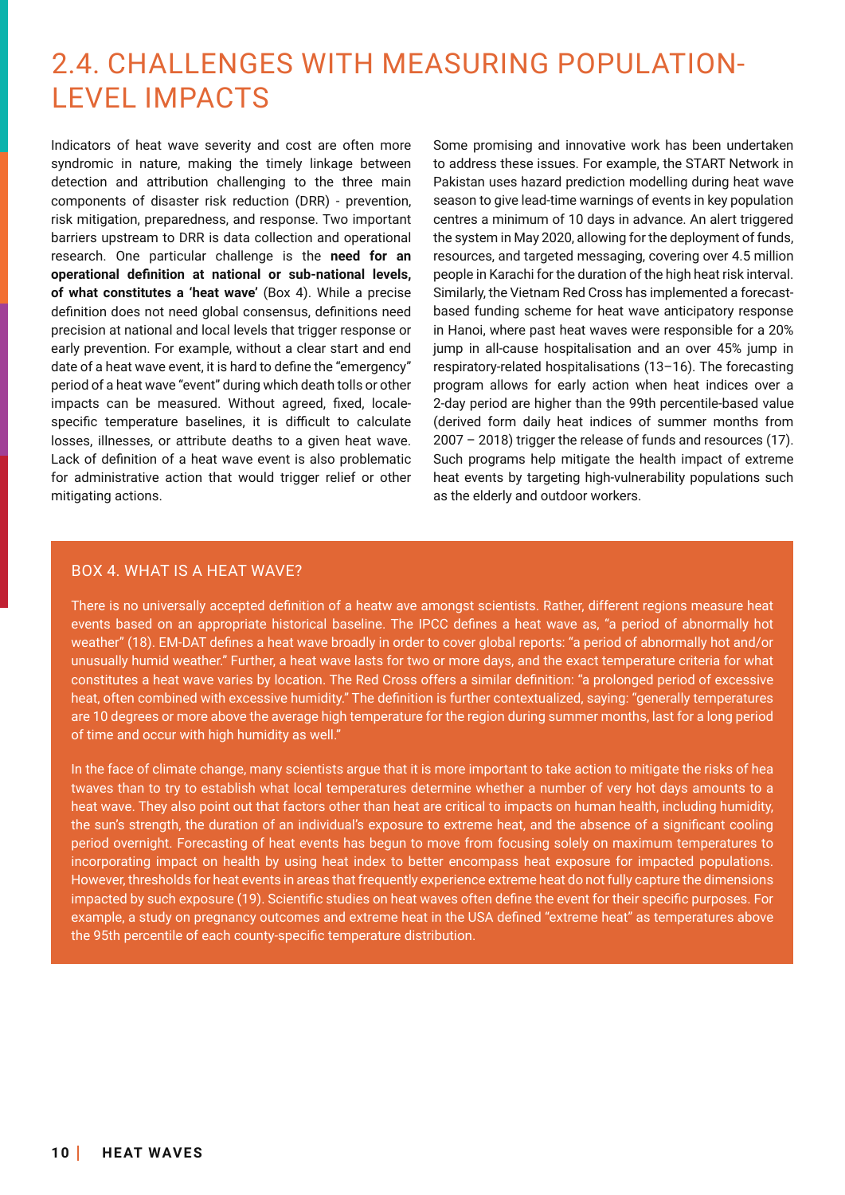## 2.4. CHALLENGES WITH MEASURING POPULATION-LEVEL IMPACTS

Indicators of heat wave severity and cost are often more syndromic in nature, making the timely linkage between detection and attribution challenging to the three main components of disaster risk reduction (DRR) - prevention, risk mitigation, preparedness, and response. Two important barriers upstream to DRR is data collection and operational research. One particular challenge is the **need for an operational definition at national or sub-national levels, of what constitutes a 'heat wave'** (Box 4). While a precise definition does not need global consensus, definitions need precision at national and local levels that trigger response or early prevention. For example, without a clear start and end date of a heat wave event, it is hard to define the "emergency" period of a heat wave "event" during which death tolls or other impacts can be measured. Without agreed, fixed, locale-specific temperature baselines, it is difficult to calculate losses, illnesses, or attribute deaths to a given heat wave. Lack of definition of a heat wave event is also problematic for administrative action that would trigger relief or other mitigating actions.

Some promising and innovative work has been undertaken to address these issues. For example, the START Network in Pakistan uses hazard prediction modelling during heat wave season to give lead-time warnings of events in key population centres a minimum of 10 days in advance. An alert triggered the system in May 2020, allowing for the deployment of funds, resources, and targeted messaging, covering over 4.5 million people in Karachi for the duration of the high heat risk interval. Similarly, the Vietnam Red Cross has implemented a forecast-based funding scheme for heat wave anticipatory response in Hanoi, where past heat waves were responsible for a 20% jump in all-cause hospitalisation and an over 45% jump in respiratory-related hospitalisations (13–16). The forecasting program allows for early action when heat indices over a 2-day period are higher than the 99th percentile-based value (derived form daily heat indices of summer months from 2007 – 2018) trigger the release of funds and resources (17). Such programs help mitigate the health impact of extreme heat events by targeting high-vulnerability populations such as the elderly and outdoor workers.

### BOX 4. WHAT IS A HEAT WAVE?

There is no universally accepted definition of a heatw ave amongst scientists. Rather, different regions measure heat events based on an appropriate historical baseline. The IPCC defines a heat wave as, "a period of abnormally hot weather" (18). EM-DAT defines a heat wave broadly in order to cover global reports: "a period of abnormally hot and/or unusually humid weather." Further, a heat wave lasts for two or more days, and the exact temperature criteria for what constitutes a heat wave varies by location. The Red Cross offers a similar definition: "a prolonged period of excessive heat, often combined with excessive humidity." The definition is further contextualized, saying: "generally temperatures are 10 degrees or more above the average high temperature for the region during summer months, last for a long period of time and occur with high humidity as well."

In the face of climate change, many scientists argue that it is more important to take action to mitigate the risks of hea twaves than to try to establish what local temperatures determine whether a number of very hot days amounts to a heat wave. They also point out that factors other than heat are critical to impacts on human health, including humidity, the sun's strength, the duration of an individual's exposure to extreme heat, and the absence of a significant cooling period overnight. Forecasting of heat events has begun to move from focusing solely on maximum temperatures to incorporating impact on health by using heat index to better encompass heat exposure for impacted populations. However, thresholds for heat events in areas that frequently experience extreme heat do not fully capture the dimensions impacted by such exposure (19). Scientific studies on heat waves often define the event for their specific purposes. For example, a study on pregnancy outcomes and extreme heat in the USA defined "extreme heat" as temperatures above the 95th percentile of each county-specific temperature distribution.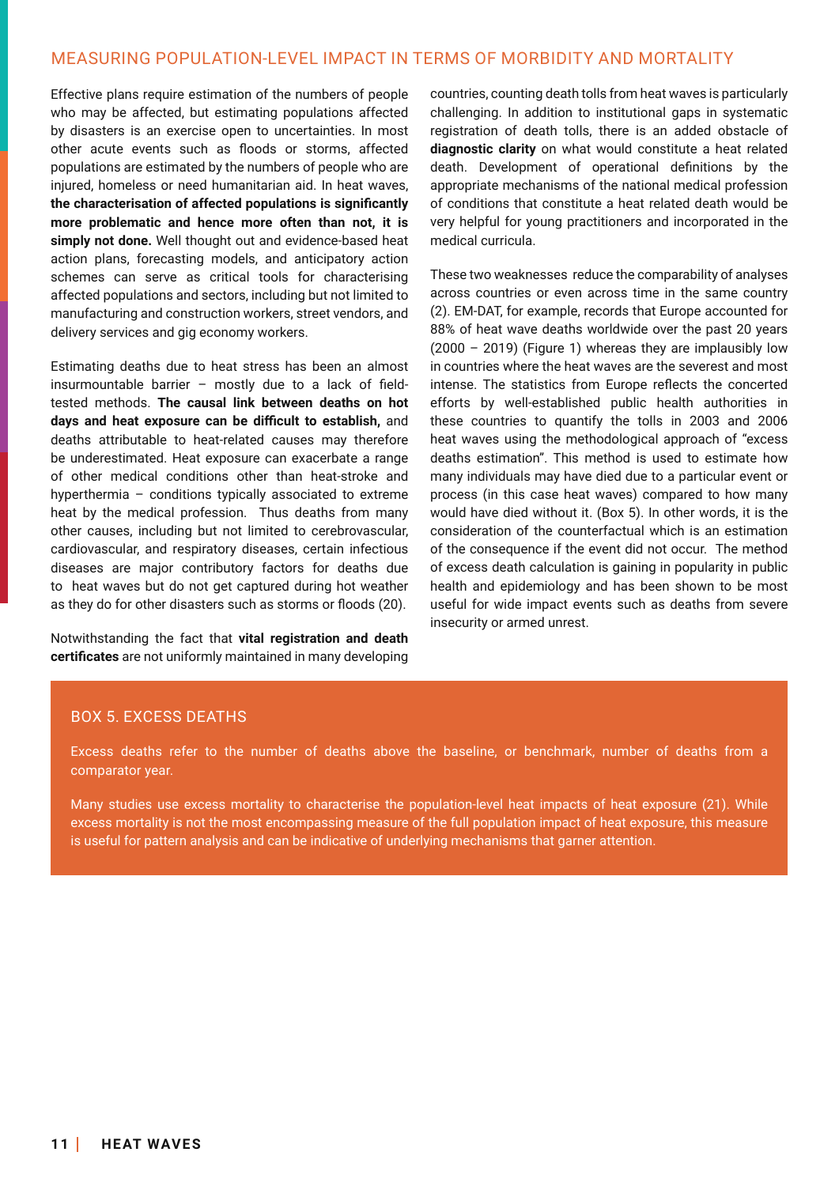## MEASURING POPULATION-LEVEL IMPACT IN TERMS OF MORBIDITY AND MORTALITY

Effective plans require estimation of the numbers of people who may be affected, but estimating populations affected by disasters is an exercise open to uncertainties. In most other acute events such as floods or storms, affected populations are estimated by the numbers of people who are injured, homeless or need humanitarian aid. In heat waves, **the characterisation of affected populations is significantly more problematic and hence more often than not, it is simply not done.** Well thought out and evidence-based heat action plans, forecasting models, and anticipatory action schemes can serve as critical tools for characterising affected populations and sectors, including but not limited to manufacturing and construction workers, street vendors, and delivery services and gig economy workers.

Estimating deaths due to heat stress has been an almost insurmountable barrier – mostly due to a lack of field-tested methods. **The causal link between deaths on hot days and heat exposure can be difficult to establish,** and deaths attributable to heat-related causes may therefore be underestimated. Heat exposure can exacerbate a range of other medical conditions other than heat-stroke and hyperthermia – conditions typically associated to extreme heat by the medical profession. Thus deaths from many other causes, including but not limited to cerebrovascular, cardiovascular, and respiratory diseases, certain infectious diseases are major contributory factors for deaths due to heat waves but do not get captured during hot weather as they do for other disasters such as storms or floods (20).

Notwithstanding the fact that **vital registration and death certificates** are not uniformly maintained in many developing countries, counting death tolls from heat waves is particularly challenging. In addition to institutional gaps in systematic registration of death tolls, there is an added obstacle of **diagnostic clarity** on what would constitute a heat related death. Development of operational definitions by the appropriate mechanisms of the national medical profession of conditions that constitute a heat related death would be very helpful for young practitioners and incorporated in the medical curricula.

These two weaknesses reduce the comparability of analyses across countries or even across time in the same country (2). EM-DAT, for example, records that Europe accounted for 88% of heat wave deaths worldwide over the past 20 years (2000 – 2019) (Figure 1) whereas they are implausibly low in countries where the heat waves are the severest and most intense. The statistics from Europe reflects the concerted efforts by well-established public health authorities in these countries to quantify the tolls in 2003 and 2006 heat waves using the methodological approach of "excess deaths estimation". This method is used to estimate how many individuals may have died due to a particular event or process (in this case heat waves) compared to how many would have died without it. (Box 5). In other words, it is the consideration of the counterfactual which is an estimation of the consequence if the event did not occur. The method of excess death calculation is gaining in popularity in public health and epidemiology and has been shown to be most useful for wide impact events such as deaths from severe insecurity or armed unrest.

### BOX 5. EXCESS DEATHS

Excess deaths refer to the number of deaths above the baseline, or benchmark, number of deaths from a comparator year.

Many studies use excess mortality to characterise the population-level heat impacts of heat exposure (21). While excess mortality is not the most encompassing measure of the full population impact of heat exposure, this measure is useful for pattern analysis and can be indicative of underlying mechanisms that garner attention.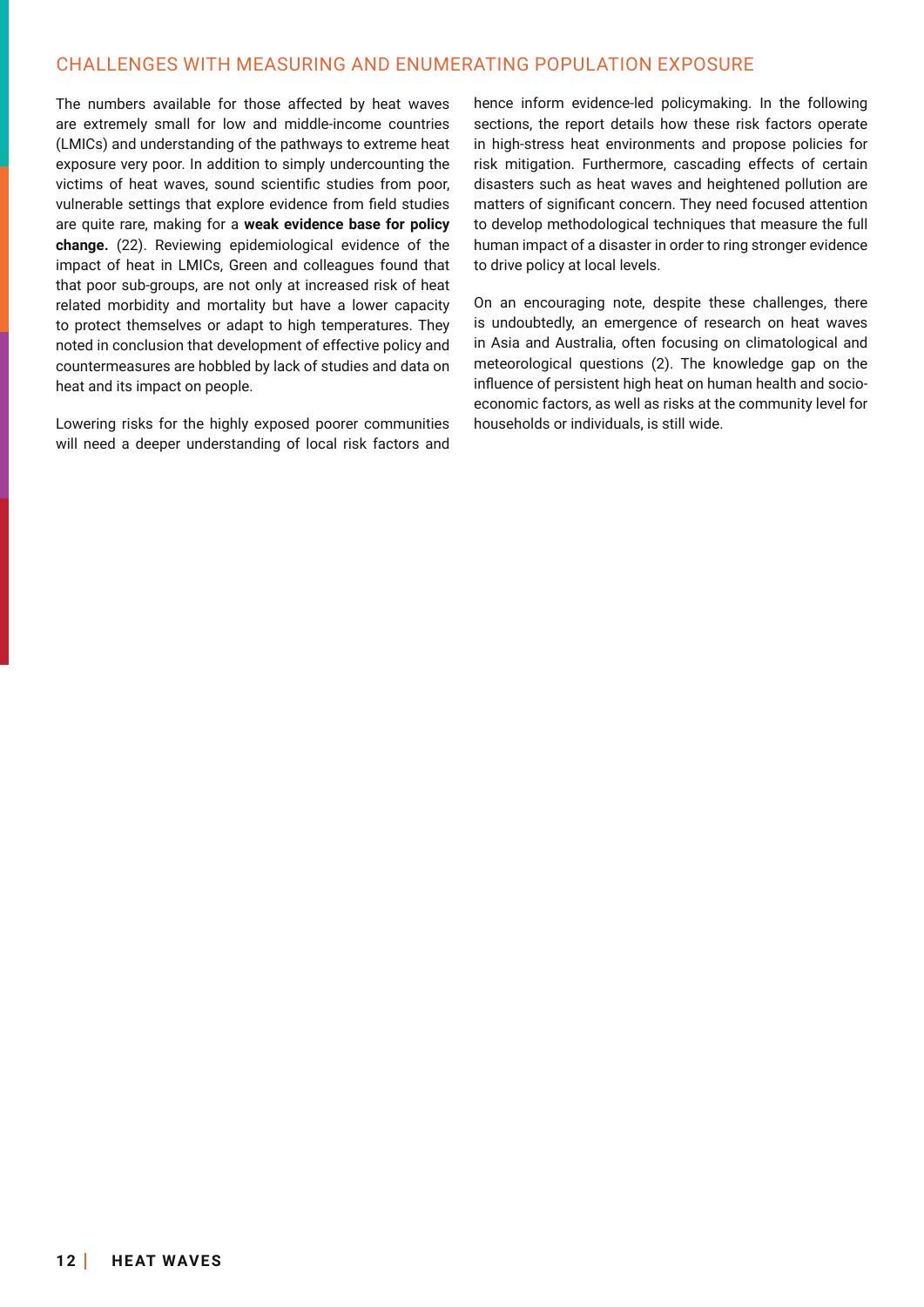## CHALLENGES WITH MEASURING AND ENUMERATING POPULATION EXPOSURE

The numbers available for those affected by heat waves are extremely small for low and middle-income countries (LMICs) and understanding of the pathways to extreme heat exposure very poor. In addition to simply undercounting the victims of heat waves, sound scientific studies from poor, vulnerable settings that explore evidence from field studies are quite rare, making for a **weak evidence base for policy change.** (22). Reviewing epidemiological evidence of the impact of heat in LMICs, Green and colleagues found that that poor sub-groups, are not only at increased risk of heat related morbidity and mortality but have a lower capacity to protect themselves or adapt to high temperatures. They noted in conclusion that development of effective policy and countermeasures are hobbled by lack of studies and data on heat and its impact on people.

Lowering risks for the highly exposed poorer communities will need a deeper understanding of local risk factors and hence inform evidence-led policymaking. In the following sections, the report details how these risk factors operate in high-stress heat environments and propose policies for risk mitigation. Furthermore, cascading effects of certain disasters such as heat waves and heightened pollution are matters of significant concern. They need focused attention to develop methodological techniques that measure the full human impact of a disaster in order to ring stronger evidence to drive policy at local levels.

On an encouraging note, despite these challenges, there is undoubtedly, an emergence of research on heat waves in Asia and Australia, often focusing on climatological and meteorological questions (2). The knowledge gap on the influence of persistent high heat on human health and socio-economic factors, as well as risks at the community level for households or individuals, is still wide.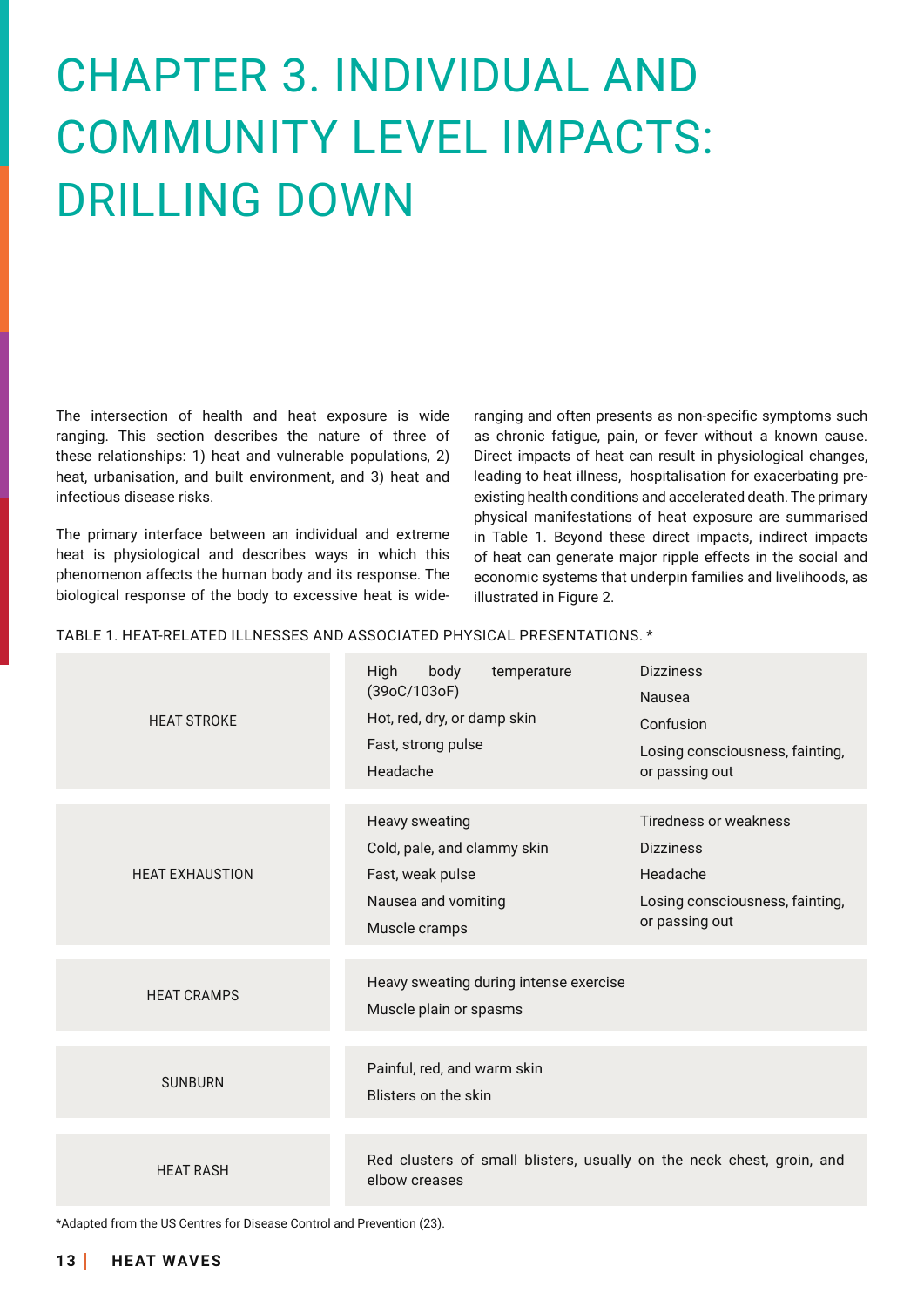# CHAPTER 3. INDIVIDUAL AND COMMUNITY LEVEL IMPACTS: DRILLING DOWN

The intersection of health and heat exposure is wide ranging. This section describes the nature of three of these relationships: 1) heat and vulnerable populations, 2) heat, urbanisation, and built environment, and 3) heat and infectious disease risks.

The primary interface between an individual and extreme heat is physiological and describes ways in which this phenomenon affects the human body and its response. The biological response of the body to excessive heat is wide-ranging and often presents as non-specific symptoms such as chronic fatigue, pain, or fever without a known cause. Direct impacts of heat can result in physiological changes, leading to heat illness, hospitalisation for exacerbating pre-existing health conditions and accelerated death. The primary physical manifestations of heat exposure are summarised in Table 1. Beyond these direct impacts, indirect impacts of heat can generate major ripple effects in the social and economic systems that underpin families and livelihoods, as illustrated in Figure 2.

TABLE 1. HEAT-RELATED ILLNESSES AND ASSOCIATED PHYSICAL PRESENTATIONS. *

| | | |
|---|---|---|
| HEAT STROKE | High body temperature (39oC/103oF)<br>Hot, red, dry, or damp skin<br>Fast, strong pulse<br>Headache | Dizziness<br>Nausea<br>Confusion<br>Losing consciousness, fainting, or passing out |
| HEAT EXHAUSTION | Heavy sweating<br>Cold, pale, and clammy skin<br>Fast, weak pulse<br>Nausea and vomiting<br>Muscle cramps | Tiredness or weakness<br>Dizziness<br>Headache<br>Losing consciousness, fainting, or passing out |
| HEAT CRAMPS | Heavy sweating during intense exercise<br>Muscle plain or spasms | |
| SUNBURN | Painful, red, and warm skin<br>Blisters on the skin | |
| HEAT RASH | Red clusters of small blisters, usually on the neck chest, groin, and elbow creases | |

*Adapted from the US Centres for Disease Control and Prevention (23).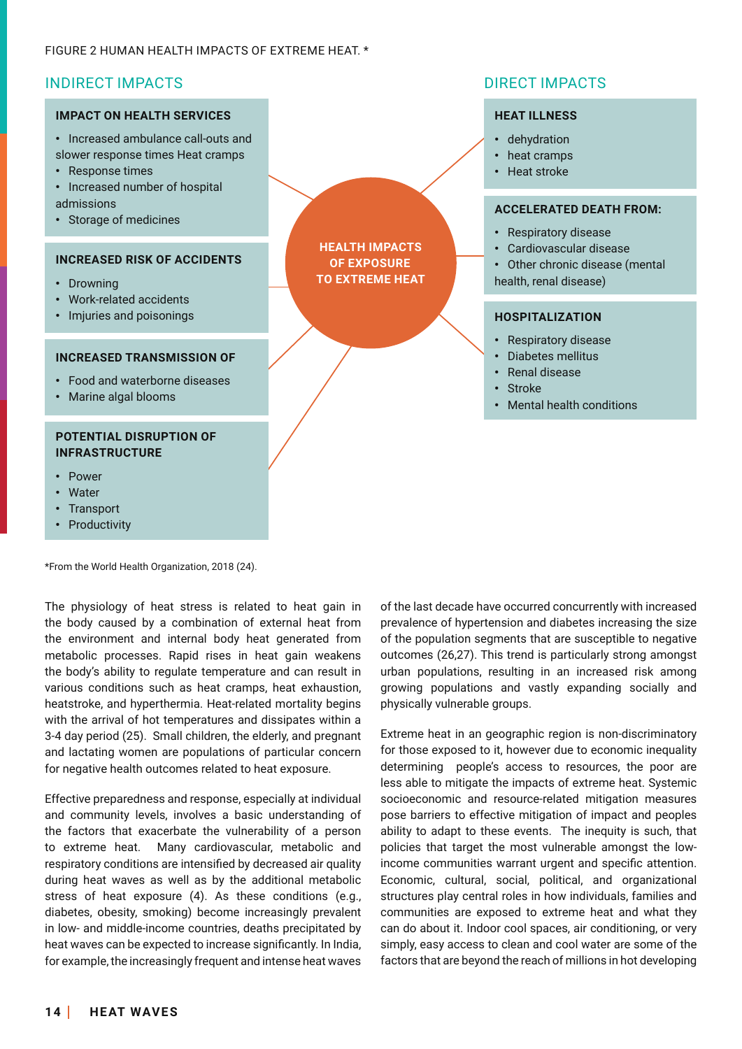FIGURE 2 HUMAN HEALTH IMPACTS OF EXTREME HEAT. *

## INDIRECT IMPACTS

**IMPACT ON HEALTH SERVICES**

- Increased ambulance call-outs and slower response times Heat cramps
- Response times
- Increased number of hospital admissions
- Storage of medicines

**INCREASED RISK OF ACCIDENTS**

- Drowning
- Work-related accidents
- Imjuries and poisonings

**INCREASED TRANSMISSION OF**

- Food and waterborne diseases
- Marine algal blooms

**POTENTIAL DISRUPTION OF INFRASTRUCTURE**

- Power
- Water
- Transport
- Productivity

**HEALTH IMPACTS OF EXPOSURE TO EXTREME HEAT**

## DIRECT IMPACTS

**HEAT ILLNESS**

- dehydration
- heat cramps
- Heat stroke

**ACCELERATED DEATH FROM:**

- Respiratory disease
- Cardiovascular disease
- Other chronic disease (mental health, renal disease)

**HOSPITALIZATION**

- Respiratory disease
- Diabetes mellitus
- Renal disease
- Stroke
- Mental health conditions

*From the World Health Organization, 2018 (24).

The physiology of heat stress is related to heat gain in the body caused by a combination of external heat from the environment and internal body heat generated from metabolic processes. Rapid rises in heat gain weakens the body's ability to regulate temperature and can result in various conditions such as heat cramps, heat exhaustion, heatstroke, and hyperthermia. Heat-related mortality begins with the arrival of hot temperatures and dissipates within a 3-4 day period (25). Small children, the elderly, and pregnant and lactating women are populations of particular concern for negative health outcomes related to heat exposure.

Effective preparedness and response, especially at individual and community levels, involves a basic understanding of the factors that exacerbate the vulnerability of a person to extreme heat. Many cardiovascular, metabolic and respiratory conditions are intensified by decreased air quality during heat waves as well as by the additional metabolic stress of heat exposure (4). As these conditions (e.g., diabetes, obesity, smoking) become increasingly prevalent in low- and middle-income countries, deaths precipitated by heat waves can be expected to increase significantly. In India, for example, the increasingly frequent and intense heat waves of the last decade have occurred concurrently with increased prevalence of hypertension and diabetes increasing the size of the population segments that are susceptible to negative outcomes (26,27). This trend is particularly strong amongst urban populations, resulting in an increased risk among growing populations and vastly expanding socially and physically vulnerable groups.

Extreme heat in an geographic region is non-discriminatory for those exposed to it, however due to economic inequality determining people's access to resources, the poor are less able to mitigate the impacts of extreme heat. Systemic socioeconomic and resource-related mitigation measures pose barriers to effective mitigation of impact and peoples ability to adapt to these events. The inequity is such, that policies that target the most vulnerable amongst the low-income communities warrant urgent and specific attention. Economic, cultural, social, political, and organizational structures play central roles in how individuals, families and communities are exposed to extreme heat and what they can do about it. Indoor cool spaces, air conditioning, or very simply, easy access to clean and cool water are some of the factors that are beyond the reach of millions in hot developing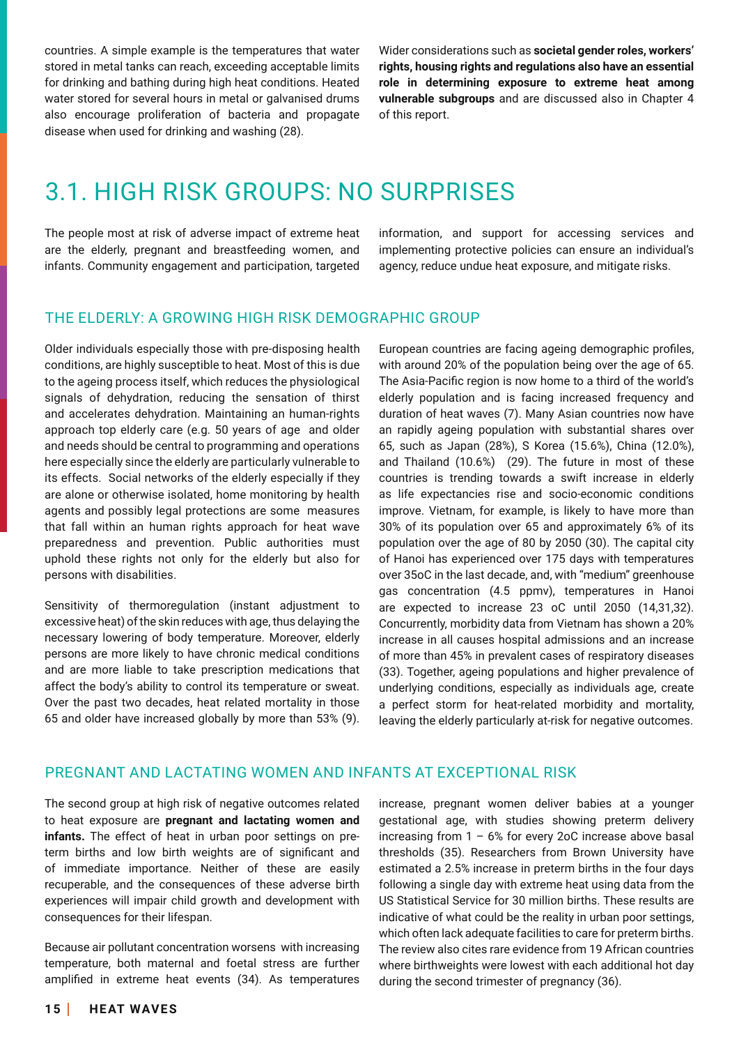countries. A simple example is the temperatures that water stored in metal tanks can reach, exceeding acceptable limits for drinking and bathing during high heat conditions. Heated water stored for several hours in metal or galvanised drums also encourage proliferation of bacteria and propagate disease when used for drinking and washing (28).

Wider considerations such as **societal gender roles, workers' rights, housing rights and regulations also have an essential role in determining exposure to extreme heat among vulnerable subgroups** and are discussed also in Chapter 4 of this report.

# 3.1. HIGH RISK GROUPS: NO SURPRISES

The people most at risk of adverse impact of extreme heat are the elderly, pregnant and breastfeeding women, and infants. Community engagement and participation, targeted information, and support for accessing services and implementing protective policies can ensure an individual's agency, reduce undue heat exposure, and mitigate risks.

## THE ELDERLY: A GROWING HIGH RISK DEMOGRAPHIC GROUP

Older individuals especially those with pre-disposing health conditions, are highly susceptible to heat. Most of this is due to the ageing process itself, which reduces the physiological signals of dehydration, reducing the sensation of thirst and accelerates dehydration. Maintaining an human-rights approach top elderly care (e.g. 50 years of age and older and needs should be central to programming and operations here especially since the elderly are particularly vulnerable to its effects. Social networks of the elderly especially if they are alone or otherwise isolated, home monitoring by health agents and possibly legal protections are some measures that fall within an human rights approach for heat wave preparedness and prevention. Public authorities must uphold these rights not only for the elderly but also for persons with disabilities.

Sensitivity of thermoregulation (instant adjustment to excessive heat) of the skin reduces with age, thus delaying the necessary lowering of body temperature. Moreover, elderly persons are more likely to have chronic medical conditions and are more liable to take prescription medications that affect the body's ability to control its temperature or sweat. Over the past two decades, heat related mortality in those 65 and older have increased globally by more than 53% (9).

European countries are facing ageing demographic profiles, with around 20% of the population being over the age of 65. The Asia-Pacific region is now home to a third of the world's elderly population and is facing increased frequency and duration of heat waves (7). Many Asian countries now have an rapidly ageing population with substantial shares over 65, such as Japan (28%), S Korea (15.6%), China (12.0%), and Thailand (10.6%) (29). The future in most of these countries is trending towards a swift increase in elderly as life expectancies rise and socio-economic conditions improve. Vietnam, for example, is likely to have more than 30% of its population over 65 and approximately 6% of its population over the age of 80 by 2050 (30). The capital city of Hanoi has experienced over 175 days with temperatures over 35oC in the last decade, and, with "medium" greenhouse gas concentration (4.5 ppmv), temperatures in Hanoi are expected to increase 23 oC until 2050 (14,31,32). Concurrently, morbidity data from Vietnam has shown a 20% increase in all causes hospital admissions and an increase of more than 45% in prevalent cases of respiratory diseases (33). Together, ageing populations and higher prevalence of underlying conditions, especially as individuals age, create a perfect storm for heat-related morbidity and mortality, leaving the elderly particularly at-risk for negative outcomes.

## PREGNANT AND LACTATING WOMEN AND INFANTS AT EXCEPTIONAL RISK

The second group at high risk of negative outcomes related to heat exposure are **pregnant and lactating women and infants.** The effect of heat in urban poor settings on pre-term births and low birth weights are of significant and of immediate importance. Neither of these are easily recuperable, and the consequences of these adverse birth experiences will impair child growth and development with consequences for their lifespan.

Because air pollutant concentration worsens with increasing temperature, both maternal and foetal stress are further amplified in extreme heat events (34). As temperatures increase, pregnant women deliver babies at a younger gestational age, with studies showing preterm delivery increasing from 1 – 6% for every 2oC increase above basal thresholds (35). Researchers from Brown University have estimated a 2.5% increase in preterm births in the four days following a single day with extreme heat using data from the US Statistical Service for 30 million births. These results are indicative of what could be the reality in urban poor settings, which often lack adequate facilities to care for preterm births. The review also cites rare evidence from 19 African countries where birthweights were lowest with each additional hot day during the second trimester of pregnancy (36).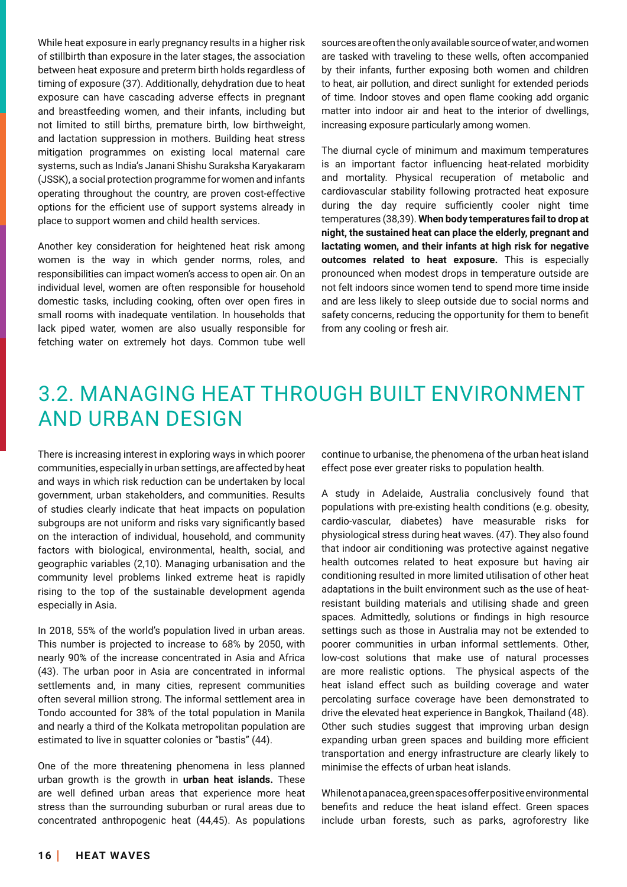While heat exposure in early pregnancy results in a higher risk of stillbirth than exposure in the later stages, the association between heat exposure and preterm birth holds regardless of timing of exposure (37). Additionally, dehydration due to heat exposure can have cascading adverse effects in pregnant and breastfeeding women, and their infants, including but not limited to still births, premature birth, low birthweight, and lactation suppression in mothers. Building heat stress mitigation programmes on existing local maternal care systems, such as India's Janani Shishu Suraksha Karyakaram (JSSK), a social protection programme for women and infants operating throughout the country, are proven cost-effective options for the efficient use of support systems already in place to support women and child health services.

Another key consideration for heightened heat risk among women is the way in which gender norms, roles, and responsibilities can impact women's access to open air. On an individual level, women are often responsible for household domestic tasks, including cooking, often over open fires in small rooms with inadequate ventilation. In households that lack piped water, women are also usually responsible for fetching water on extremely hot days. Common tube well sources are often the only available source of water, and women are tasked with traveling to these wells, often accompanied by their infants, further exposing both women and children to heat, air pollution, and direct sunlight for extended periods of time. Indoor stoves and open flame cooking add organic matter into indoor air and heat to the interior of dwellings, increasing exposure particularly among women.

The diurnal cycle of minimum and maximum temperatures is an important factor influencing heat-related morbidity and mortality. Physical recuperation of metabolic and cardiovascular stability following protracted heat exposure during the day require sufficiently cooler night time temperatures (38,39). **When body temperatures fail to drop at night, the sustained heat can place the elderly, pregnant and lactating women, and their infants at high risk for negative outcomes related to heat exposure.** This is especially pronounced when modest drops in temperature outside are not felt indoors since women tend to spend more time inside and are less likely to sleep outside due to social norms and safety concerns, reducing the opportunity for them to benefit from any cooling or fresh air.

## 3.2. MANAGING HEAT THROUGH BUILT ENVIRONMENT AND URBAN DESIGN

There is increasing interest in exploring ways in which poorer communities, especially in urban settings, are affected by heat and ways in which risk reduction can be undertaken by local government, urban stakeholders, and communities. Results of studies clearly indicate that heat impacts on population subgroups are not uniform and risks vary significantly based on the interaction of individual, household, and community factors with biological, environmental, health, social, and geographic variables (2,10). Managing urbanisation and the community level problems linked extreme heat is rapidly rising to the top of the sustainable development agenda especially in Asia.

In 2018, 55% of the world's population lived in urban areas. This number is projected to increase to 68% by 2050, with nearly 90% of the increase concentrated in Asia and Africa (43). The urban poor in Asia are concentrated in informal settlements and, in many cities, represent communities often several million strong. The informal settlement area in Tondo accounted for 38% of the total population in Manila and nearly a third of the Kolkata metropolitan population are estimated to live in squatter colonies or "bastis" (44).

One of the more threatening phenomena in less planned urban growth is the growth in **urban heat islands.** These are well defined urban areas that experience more heat stress than the surrounding suburban or rural areas due to concentrated anthropogenic heat (44,45). As populations continue to urbanise, the phenomena of the urban heat island effect pose ever greater risks to population health.

A study in Adelaide, Australia conclusively found that populations with pre-existing health conditions (e.g. obesity, cardio-vascular, diabetes) have measurable risks for physiological stress during heat waves. (47). They also found that indoor air conditioning was protective against negative health outcomes related to heat exposure but having air conditioning resulted in more limited utilisation of other heat adaptations in the built environment such as the use of heat-resistant building materials and utilising shade and green spaces. Admittedly, solutions or findings in high resource settings such as those in Australia may not be extended to poorer communities in urban informal settlements. Other, low-cost solutions that make use of natural processes are more realistic options. The physical aspects of the heat island effect such as building coverage and water percolating surface coverage have been demonstrated to drive the elevated heat experience in Bangkok, Thailand (48). Other such studies suggest that improving urban design expanding urban green spaces and building more efficient transportation and energy infrastructure are clearly likely to minimise the effects of urban heat islands.

While not a panacea, green spaces offer positive environmental benefits and reduce the heat island effect. Green spaces include urban forests, such as parks, agroforestry like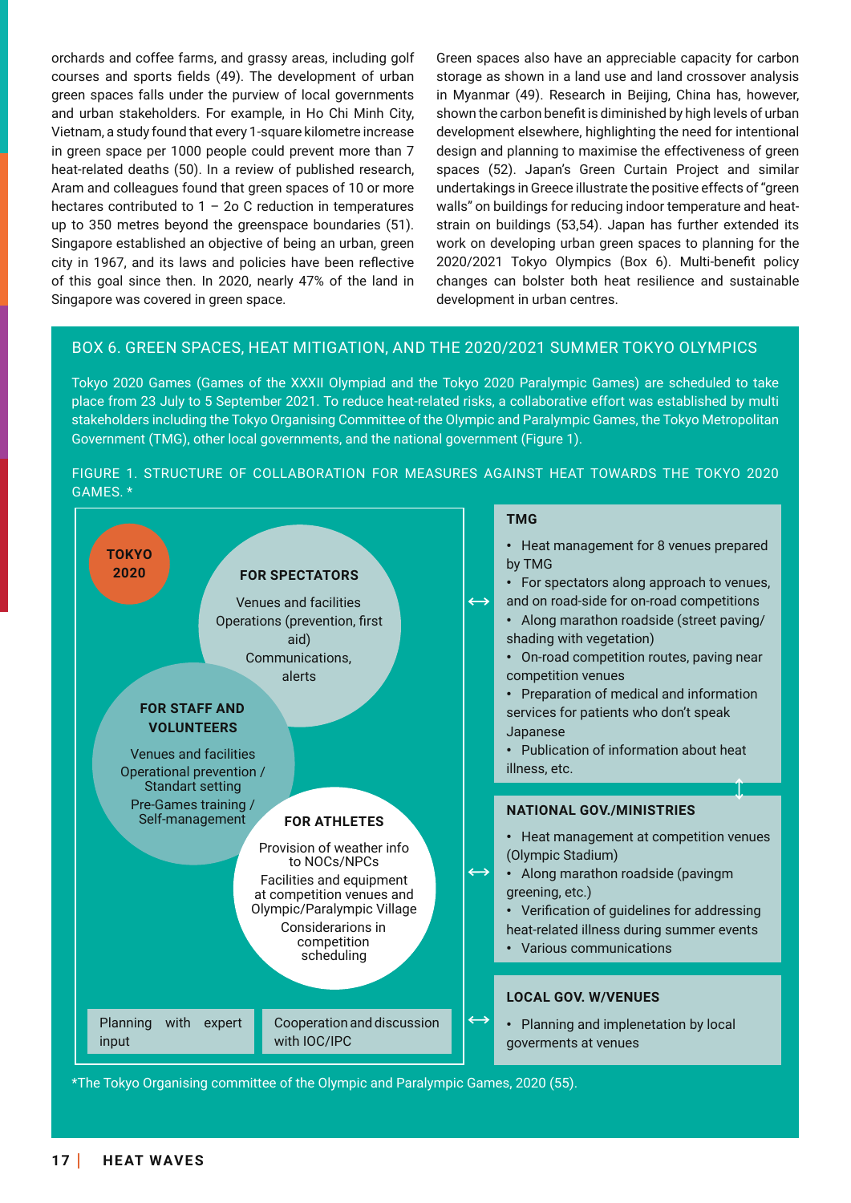orchards and coffee farms, and grassy areas, including golf courses and sports fields (49). The development of urban green spaces falls under the purview of local governments and urban stakeholders. For example, in Ho Chi Minh City, Vietnam, a study found that every 1-square kilometre increase in green space per 1000 people could prevent more than 7 heat-related deaths (50). In a review of published research, Aram and colleagues found that green spaces of 10 or more hectares contributed to 1 – 2o C reduction in temperatures up to 350 metres beyond the greenspace boundaries (51). Singapore established an objective of being an urban, green city in 1967, and its laws and policies have been reflective of this goal since then. In 2020, nearly 47% of the land in Singapore was covered in green space.

Green spaces also have an appreciable capacity for carbon storage as shown in a land use and land crossover analysis in Myanmar (49). Research in Beijing, China has, however, shown the carbon benefit is diminished by high levels of urban development elsewhere, highlighting the need for intentional design and planning to maximise the effectiveness of green spaces (52). Japan's Green Curtain Project and similar undertakings in Greece illustrate the positive effects of "green walls" on buildings for reducing indoor temperature and heat-strain on buildings (53,54). Japan has further extended its work on developing urban green spaces to planning for the 2020/2021 Tokyo Olympics (Box 6). Multi-benefit policy changes can bolster both heat resilience and sustainable development in urban centres.

## BOX 6. GREEN SPACES, HEAT MITIGATION, AND THE 2020/2021 SUMMER TOKYO OLYMPICS

Tokyo 2020 Games (Games of the XXXII Olympiad and the Tokyo 2020 Paralympic Games) are scheduled to take place from 23 July to 5 September 2021. To reduce heat-related risks, a collaborative effort was established by multi stakeholders including the Tokyo Organising Committee of the Olympic and Paralympic Games, the Tokyo Metropolitan Government (TMG), other local governments, and the national government (Figure 1).

FIGURE 1. STRUCTURE OF COLLABORATION FOR MEASURES AGAINST HEAT TOWARDS THE TOKYO 2020 GAMES. *

**TOKYO 2020**

**FOR SPECTATORS**
Venues and facilities
Operations (prevention, first aid)
Communications, alerts

**FOR STAFF AND VOLUNTEERS**
Venues and facilities
Operational prevention / Standart setting
Pre-Games training / Self-management

**FOR ATHLETES**
Provision of weather info to NOCs/NPCs
Facilities and equipment at competition venues and Olympic/Paralympic Village
Considerations in competition scheduling

Planning with expert input

Cooperation and discussion with IOC/IPC

↔

**TMG**
- Heat management for 8 venues prepared by TMG
- For spectators along approach to venues, and on road-side for on-road competitions
- Along marathon roadside (street paving/ shading with vegetation)
- On-road competition routes, paving near competition venues
- Preparation of medical and information services for patients who don't speak Japanese
- Publication of information about heat illness, etc.

**NATIONAL GOV./MINISTRIES**
- Heat management at competition venues (Olympic Stadium)
- Along marathon roadside (pavingm greening, etc.)
- Verification of guidelines for addressing heat-related illness during summer events
- Various communications

**LOCAL GOV. W/VENUES**
- Planning and implenetation by local goverments at venues

*The Tokyo Organising committee of the Olympic and Paralympic Games, 2020 (55).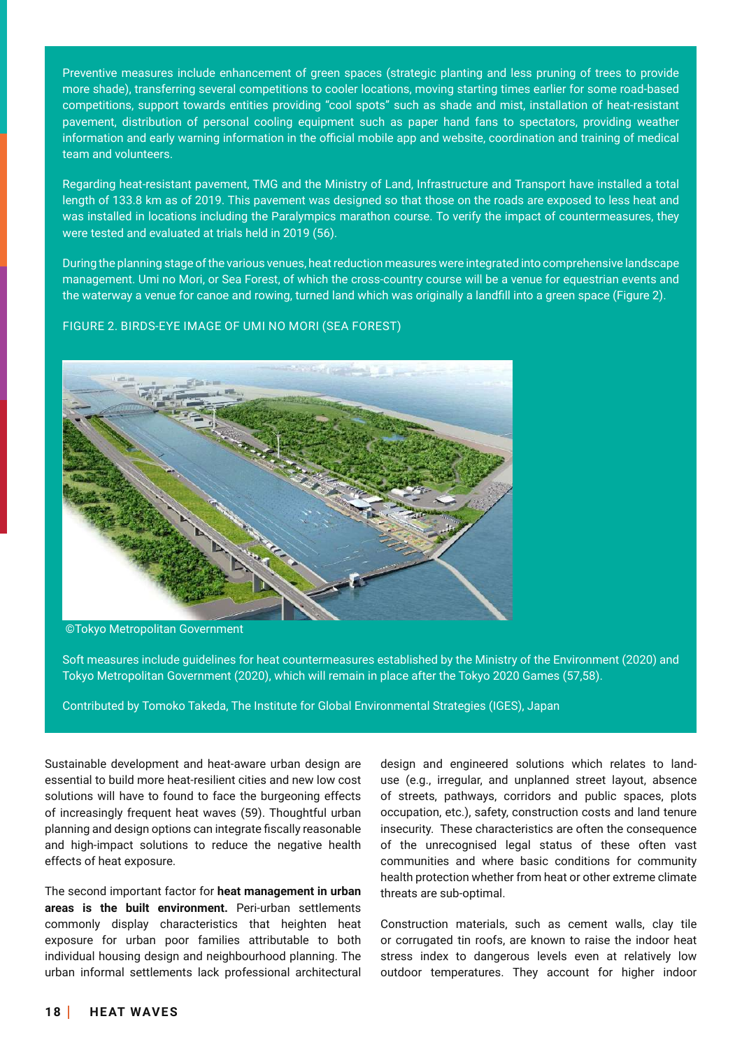Preventive measures include enhancement of green spaces (strategic planting and less pruning of trees to provide more shade), transferring several competitions to cooler locations, moving starting times earlier for some road-based competitions, support towards entities providing “cool spots” such as shade and mist, installation of heat-resistant pavement, distribution of personal cooling equipment such as paper hand fans to spectators, providing weather information and early warning information in the official mobile app and website, coordination and training of medical team and volunteers.

Regarding heat-resistant pavement, TMG and the Ministry of Land, Infrastructure and Transport have installed a total length of 133.8 km as of 2019. This pavement was designed so that those on the roads are exposed to less heat and was installed in locations including the Paralympics marathon course. To verify the impact of countermeasures, they were tested and evaluated at trials held in 2019 (56).

During the planning stage of the various venues, heat reduction measures were integrated into comprehensive landscape management. Umi no Mori, or Sea Forest, of which the cross-country course will be a venue for equestrian events and the waterway a venue for canoe and rowing, turned land which was originally a landfill into a green space (Figure 2).

FIGURE 2. BIRDS-EYE IMAGE OF UMI NO MORI (SEA FOREST)

©Tokyo Metropolitan Government

Soft measures include guidelines for heat countermeasures established by the Ministry of the Environment (2020) and Tokyo Metropolitan Government (2020), which will remain in place after the Tokyo 2020 Games (57,58).

Contributed by Tomoko Takeda, The Institute for Global Environmental Strategies (IGES), Japan

Sustainable development and heat-aware urban design are essential to build more heat-resilient cities and new low cost solutions will have to found to face the burgeoning effects of increasingly frequent heat waves (59). Thoughtful urban planning and design options can integrate fiscally reasonable and high-impact solutions to reduce the negative health effects of heat exposure.

The second important factor for **heat management in urban areas is the built environment.** Peri-urban settlements commonly display characteristics that heighten heat exposure for urban poor families attributable to both individual housing design and neighbourhood planning. The urban informal settlements lack professional architectural design and engineered solutions which relates to land-use (e.g., irregular, and unplanned street layout, absence of streets, pathways, corridors and public spaces, plots occupation, etc.), safety, construction costs and land tenure insecurity. These characteristics are often the consequence of the unrecognised legal status of these often vast communities and where basic conditions for community health protection whether from heat or other extreme climate threats are sub-optimal.

Construction materials, such as cement walls, clay tile or corrugated tin roofs, are known to raise the indoor heat stress index to dangerous levels even at relatively low outdoor temperatures. They account for higher indoor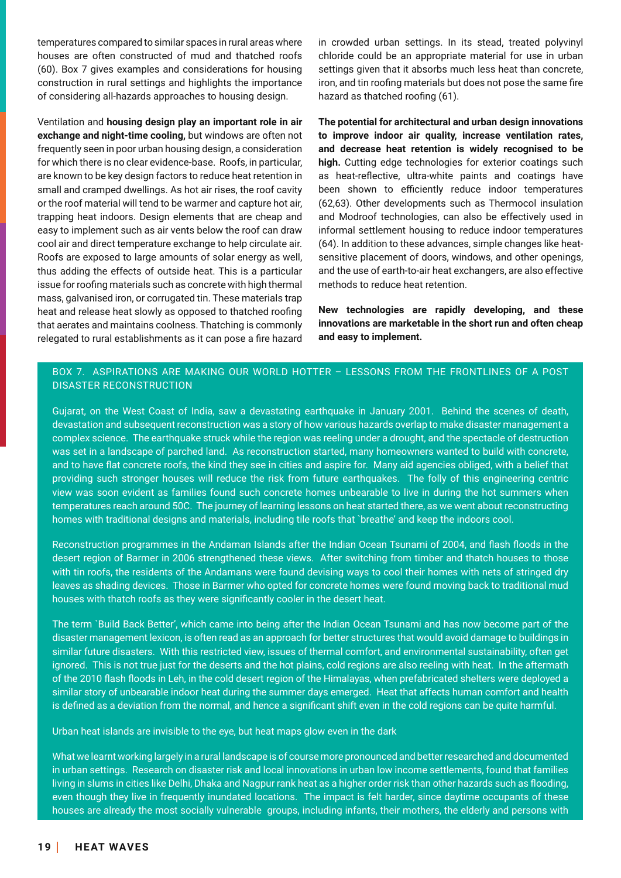temperatures compared to similar spaces in rural areas where houses are often constructed of mud and thatched roofs (60). Box 7 gives examples and considerations for housing construction in rural settings and highlights the importance of considering all-hazards approaches to housing design.

Ventilation and **housing design play an important role in air exchange and night-time cooling,** but windows are often not frequently seen in poor urban housing design, a consideration for which there is no clear evidence-base. Roofs, in particular, are known to be key design factors to reduce heat retention in small and cramped dwellings. As hot air rises, the roof cavity or the roof material will tend to be warmer and capture hot air, trapping heat indoors. Design elements that are cheap and easy to implement such as air vents below the roof can draw cool air and direct temperature exchange to help circulate air. Roofs are exposed to large amounts of solar energy as well, thus adding the effects of outside heat. This is a particular issue for roofing materials such as concrete with high thermal mass, galvanised iron, or corrugated tin. These materials trap heat and release heat slowly as opposed to thatched roofing that aerates and maintains coolness. Thatching is commonly relegated to rural establishments as it can pose a fire hazard in crowded urban settings. In its stead, treated polyvinyl chloride could be an appropriate material for use in urban settings given that it absorbs much less heat than concrete, iron, and tin roofing materials but does not pose the same fire hazard as thatched roofing (61).

**The potential for architectural and urban design innovations to improve indoor air quality, increase ventilation rates, and decrease heat retention is widely recognised to be high.** Cutting edge technologies for exterior coatings such as heat-reflective, ultra-white paints and coatings have been shown to efficiently reduce indoor temperatures (62,63). Other developments such as Thermocol insulation and Modroof technologies, can also be effectively used in informal settlement housing to reduce indoor temperatures (64). In addition to these advances, simple changes like heat-sensitive placement of doors, windows, and other openings, and the use of earth-to-air heat exchangers, are also effective methods to reduce heat retention.

**New technologies are rapidly developing, and these innovations are marketable in the short run and often cheap and easy to implement.**

BOX 7. ASPIRATIONS ARE MAKING OUR WORLD HOTTER – LESSONS FROM THE FRONTLINES OF A POST DISASTER RECONSTRUCTION

Gujarat, on the West Coast of India, saw a devastating earthquake in January 2001. Behind the scenes of death, devastation and subsequent reconstruction was a story of how various hazards overlap to make disaster management a complex science. The earthquake struck while the region was reeling under a drought, and the spectacle of destruction was set in a landscape of parched land. As reconstruction started, many homeowners wanted to build with concrete, and to have flat concrete roofs, the kind they see in cities and aspire for. Many aid agencies obliged, with a belief that providing such stronger houses will reduce the risk from future earthquakes. The folly of this engineering centric view was soon evident as families found such concrete homes unbearable to live in during the hot summers when temperatures reach around 50C. The journey of learning lessons on heat started there, as we went about reconstructing homes with traditional designs and materials, including tile roofs that `breathe' and keep the indoors cool.

Reconstruction programmes in the Andaman Islands after the Indian Ocean Tsunami of 2004, and flash floods in the desert region of Barmer in 2006 strengthened these views. After switching from timber and thatch houses to those with tin roofs, the residents of the Andamans were found devising ways to cool their homes with nets of stringed dry leaves as shading devices. Those in Barmer who opted for concrete homes were found moving back to traditional mud houses with thatch roofs as they were significantly cooler in the desert heat.

The term `Build Back Better', which came into being after the Indian Ocean Tsunami and has now become part of the disaster management lexicon, is often read as an approach for better structures that would avoid damage to buildings in similar future disasters. With this restricted view, issues of thermal comfort, and environmental sustainability, often get ignored. This is not true just for the deserts and the hot plains, cold regions are also reeling with heat. In the aftermath of the 2010 flash floods in Leh, in the cold desert region of the Himalayas, when prefabricated shelters were deployed a similar story of unbearable indoor heat during the summer days emerged. Heat that affects human comfort and health is defined as a deviation from the normal, and hence a significant shift even in the cold regions can be quite harmful.

Urban heat islands are invisible to the eye, but heat maps glow even in the dark

What we learnt working largely in a rural landscape is of course more pronounced and better researched and documented in urban settings. Research on disaster risk and local innovations in urban low income settlements, found that families living in slums in cities like Delhi, Dhaka and Nagpur rank heat as a higher order risk than other hazards such as flooding, even though they live in frequently inundated locations. The impact is felt harder, since daytime occupants of these houses are already the most socially vulnerable groups, including infants, their mothers, the elderly and persons with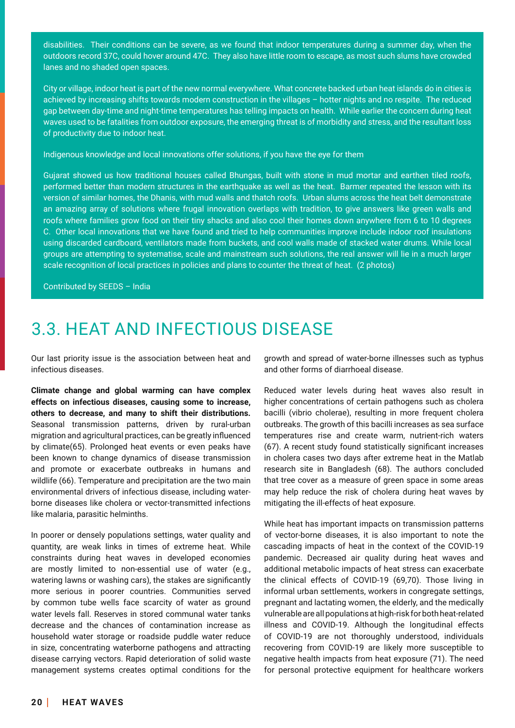disabilities. Their conditions can be severe, as we found that indoor temperatures during a summer day, when the outdoors record 37C, could hover around 47C. They also have little room to escape, as most such slums have crowded lanes and no shaded open spaces.

City or village, indoor heat is part of the new normal everywhere. What concrete backed urban heat islands do in cities is achieved by increasing shifts towards modern construction in the villages – hotter nights and no respite. The reduced gap between day-time and night-time temperatures has telling impacts on health. While earlier the concern during heat waves used to be fatalities from outdoor exposure, the emerging threat is of morbidity and stress, and the resultant loss of productivity due to indoor heat.

Indigenous knowledge and local innovations offer solutions, if you have the eye for them

Gujarat showed us how traditional houses called Bhungas, built with stone in mud mortar and earthen tiled roofs, performed better than modern structures in the earthquake as well as the heat. Barmer repeated the lesson with its version of similar homes, the Dhanis, with mud walls and thatch roofs. Urban slums across the heat belt demonstrate an amazing array of solutions where frugal innovation overlaps with tradition, to give answers like green walls and roofs where families grow food on their tiny shacks and also cool their homes down anywhere from 6 to 10 degrees C. Other local innovations that we have found and tried to help communities improve include indoor roof insulations using discarded cardboard, ventilators made from buckets, and cool walls made of stacked water drums. While local groups are attempting to systematise, scale and mainstream such solutions, the real answer will lie in a much larger scale recognition of local practices in policies and plans to counter the threat of heat. (2 photos)

Contributed by SEEDS – India

## 3.3. HEAT AND INFECTIOUS DISEASE

Our last priority issue is the association between heat and infectious diseases.

**Climate change and global warming can have complex effects on infectious diseases, causing some to increase, others to decrease, and many to shift their distributions.** Seasonal transmission patterns, driven by rural-urban migration and agricultural practices, can be greatly influenced by climate(65). Prolonged heat events or even peaks have been known to change dynamics of disease transmission and promote or exacerbate outbreaks in humans and wildlife (66). Temperature and precipitation are the two main environmental drivers of infectious disease, including water-borne diseases like cholera or vector-transmitted infections like malaria, parasitic helminths.

In poorer or densely populations settings, water quality and quantity, are weak links in times of extreme heat. While constraints during heat waves in developed economies are mostly limited to non-essential use of water (e.g., watering lawns or washing cars), the stakes are significantly more serious in poorer countries. Communities served by common tube wells face scarcity of water as ground water levels fall. Reserves in stored communal water tanks decrease and the chances of contamination increase as household water storage or roadside puddle water reduce in size, concentrating waterborne pathogens and attracting disease carrying vectors. Rapid deterioration of solid waste management systems creates optimal conditions for the growth and spread of water-borne illnesses such as typhus and other forms of diarrhoeal disease.

Reduced water levels during heat waves also result in higher concentrations of certain pathogens such as cholera bacilli (vibrio cholerae), resulting in more frequent cholera outbreaks. The growth of this bacilli increases as sea surface temperatures rise and create warm, nutrient-rich waters (67). A recent study found statistically significant increases in cholera cases two days after extreme heat in the Matlab research site in Bangladesh (68). The authors concluded that tree cover as a measure of green space in some areas may help reduce the risk of cholera during heat waves by mitigating the ill-effects of heat exposure.

While heat has important impacts on transmission patterns of vector-borne diseases, it is also important to note the cascading impacts of heat in the context of the COVID-19 pandemic. Decreased air quality during heat waves and additional metabolic impacts of heat stress can exacerbate the clinical effects of COVID-19 (69,70). Those living in informal urban settlements, workers in congregate settings, pregnant and lactating women, the elderly, and the medically vulnerable are all populations at high-risk for both heat-related illness and COVID-19. Although the longitudinal effects of COVID-19 are not thoroughly understood, individuals recovering from COVID-19 are likely more susceptible to negative health impacts from heat exposure (71). The need for personal protective equipment for healthcare workers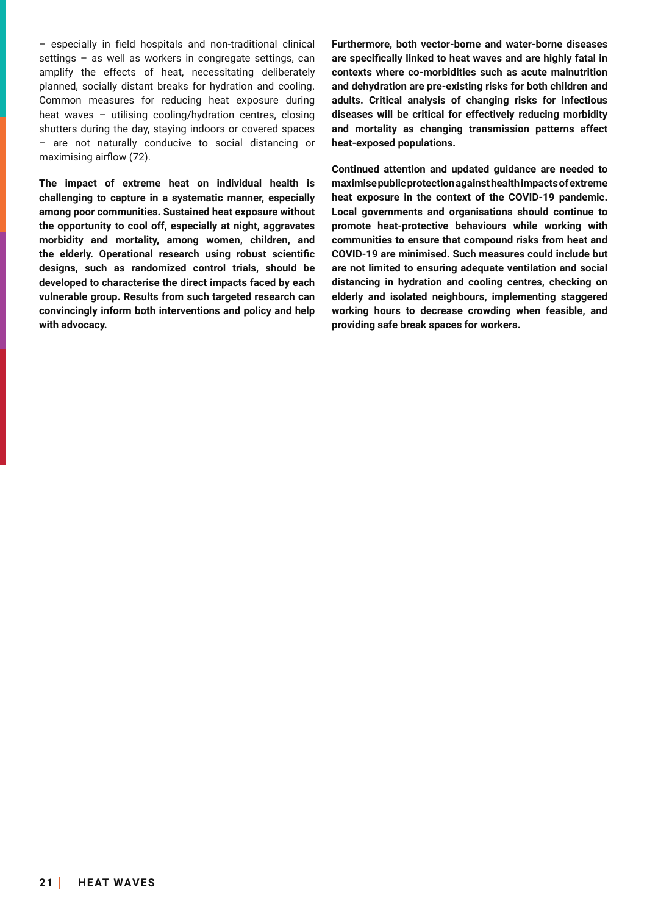– especially in field hospitals and non-traditional clinical settings – as well as workers in congregate settings, can amplify the effects of heat, necessitating deliberately planned, socially distant breaks for hydration and cooling. Common measures for reducing heat exposure during heat waves – utilising cooling/hydration centres, closing shutters during the day, staying indoors or covered spaces – are not naturally conducive to social distancing or maximising airflow (72).

**The impact of extreme heat on individual health is challenging to capture in a systematic manner, especially among poor communities. Sustained heat exposure without the opportunity to cool off, especially at night, aggravates morbidity and mortality, among women, children, and the elderly. Operational research using robust scientific designs, such as randomized control trials, should be developed to characterise the direct impacts faced by each vulnerable group. Results from such targeted research can convincingly inform both interventions and policy and help with advocacy.**

**Furthermore, both vector-borne and water-borne diseases are specifically linked to heat waves and are highly fatal in contexts where co-morbidities such as acute malnutrition and dehydration are pre-existing risks for both children and adults. Critical analysis of changing risks for infectious diseases will be critical for effectively reducing morbidity and mortality as changing transmission patterns affect heat-exposed populations.**

**Continued attention and updated guidance are needed to maximise public protection against health impacts of extreme heat exposure in the context of the COVID-19 pandemic. Local governments and organisations should continue to promote heat-protective behaviours while working with communities to ensure that compound risks from heat and COVID-19 are minimised. Such measures could include but are not limited to ensuring adequate ventilation and social distancing in hydration and cooling centres, checking on elderly and isolated neighbours, implementing staggered working hours to decrease crowding when feasible, and providing safe break spaces for workers.**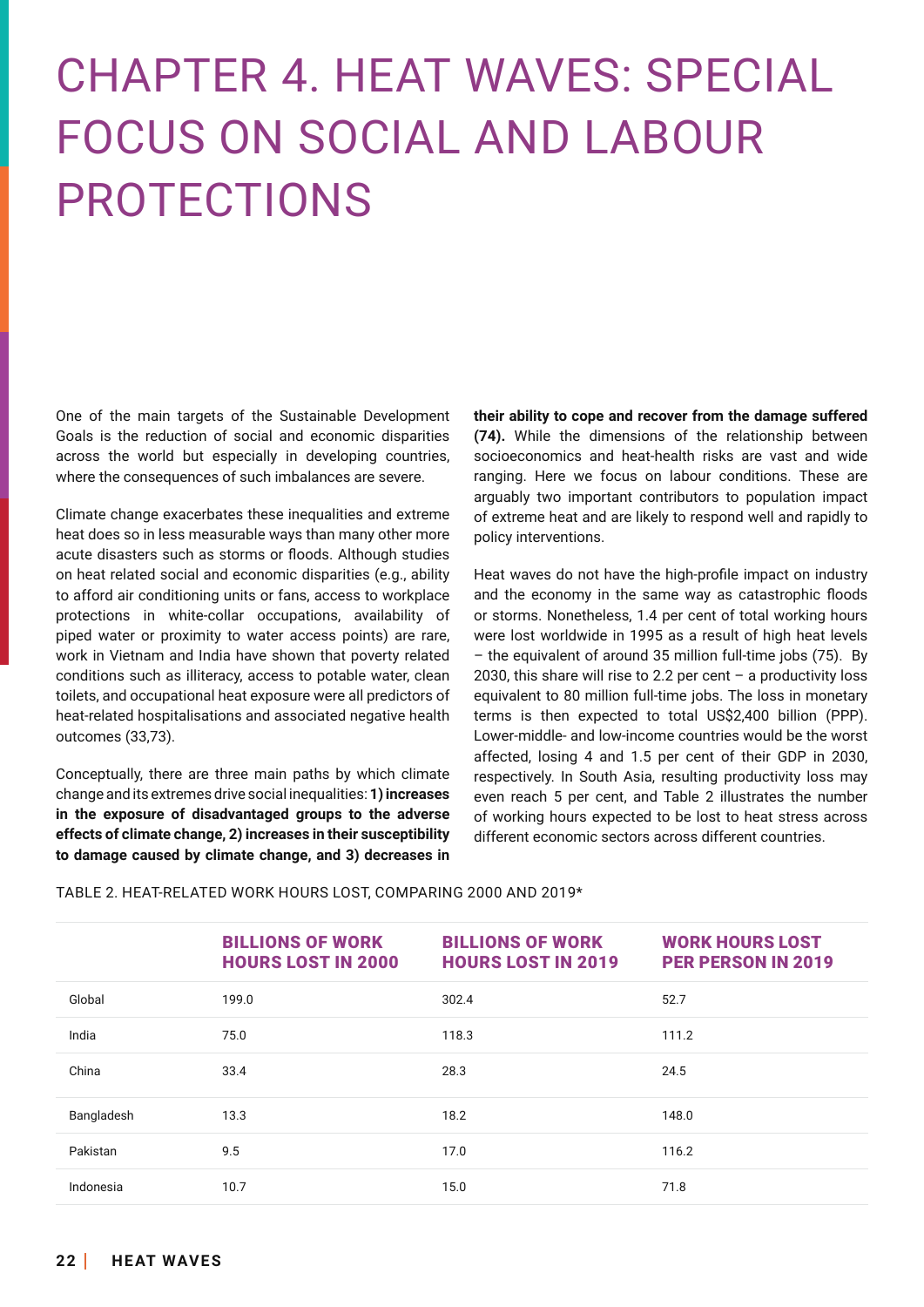# CHAPTER 4. HEAT WAVES: SPECIAL FOCUS ON SOCIAL AND LABOUR PROTECTIONS

One of the main targets of the Sustainable Development Goals is the reduction of social and economic disparities across the world but especially in developing countries, where the consequences of such imbalances are severe.

Climate change exacerbates these inequalities and extreme heat does so in less measurable ways than many other more acute disasters such as storms or floods. Although studies on heat related social and economic disparities (e.g., ability to afford air conditioning units or fans, access to workplace protections in white-collar occupations, availability of piped water or proximity to water access points) are rare, work in Vietnam and India have shown that poverty related conditions such as illiteracy, access to potable water, clean toilets, and occupational heat exposure were all predictors of heat-related hospitalisations and associated negative health outcomes (33,73).

Conceptually, there are three main paths by which climate change and its extremes drive social inequalities: **1) increases in the exposure of disadvantaged groups to the adverse effects of climate change, 2) increases in their susceptibility to damage caused by climate change, and 3) decreases in their ability to cope and recover from the damage suffered (74).** While the dimensions of the relationship between socioeconomics and heat-health risks are vast and wide ranging. Here we focus on labour conditions. These are arguably two important contributors to population impact of extreme heat and are likely to respond well and rapidly to policy interventions.

Heat waves do not have the high-profile impact on industry and the economy in the same way as catastrophic floods or storms. Nonetheless, 1.4 per cent of total working hours were lost worldwide in 1995 as a result of high heat levels – the equivalent of around 35 million full-time jobs (75). By 2030, this share will rise to 2.2 per cent – a productivity loss equivalent to 80 million full-time jobs. The loss in monetary terms is then expected to total US$2,400 billion (PPP). Lower-middle- and low-income countries would be the worst affected, losing 4 and 1.5 per cent of their GDP in 2030, respectively. In South Asia, resulting productivity loss may even reach 5 per cent, and Table 2 illustrates the number of working hours expected to be lost to heat stress across different economic sectors across different countries.

TABLE 2. HEAT-RELATED WORK HOURS LOST, COMPARING 2000 AND 2019*

| | BILLIONS OF WORK HOURS LOST IN 2000 | BILLIONS OF WORK HOURS LOST IN 2019 | WORK HOURS LOST PER PERSON IN 2019 |
|---|---|---|---|
| Global | 199.0 | 302.4 | 52.7 |
| India | 75.0 | 118.3 | 111.2 |
| China | 33.4 | 28.3 | 24.5 |
| Bangladesh | 13.3 | 18.2 | 148.0 |
| Pakistan | 9.5 | 17.0 | 116.2 |
| Indonesia | 10.7 | 15.0 | 71.8 |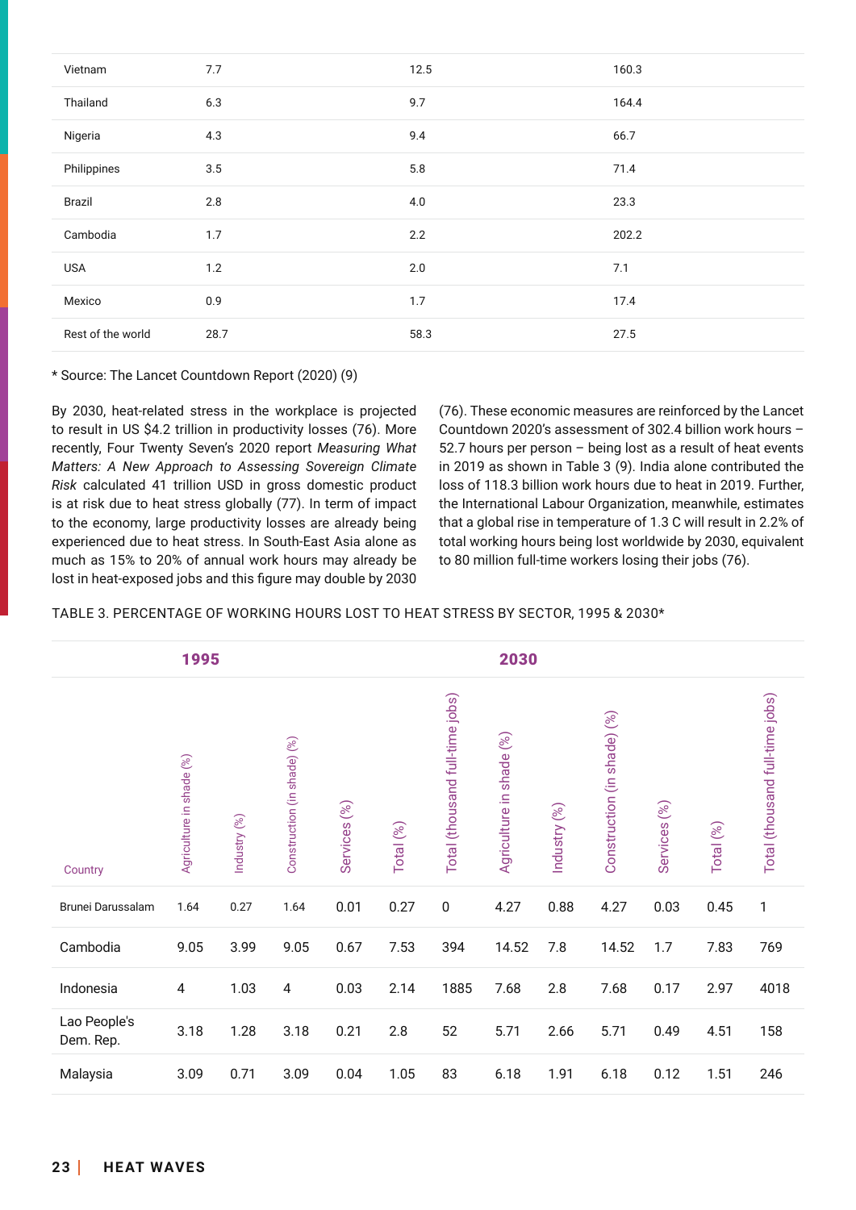| | | | |
|---|---|---|---|
| Vietnam | 7.7 | 12.5 | 160.3 |
| Thailand | 6.3 | 9.7 | 164.4 |
| Nigeria | 4.3 | 9.4 | 66.7 |
| Philippines | 3.5 | 5.8 | 71.4 |
| Brazil | 2.8 | 4.0 | 23.3 |
| Cambodia | 1.7 | 2.2 | 202.2 |
| USA | 1.2 | 2.0 | 7.1 |
| Mexico | 0.9 | 1.7 | 17.4 |
| Rest of the world | 28.7 | 58.3 | 27.5 |

* Source: The Lancet Countdown Report (2020) (9)

By 2030, heat-related stress in the workplace is projected to result in US $4.2 trillion in productivity losses (76). More recently, Four Twenty Seven's 2020 report *Measuring What Matters: A New Approach to Assessing Sovereign Climate Risk* calculated 41 trillion USD in gross domestic product is at risk due to heat stress globally (77). In term of impact to the economy, large productivity losses are already being experienced due to heat stress. In South-East Asia alone as much as 15% to 20% of annual work hours may already be lost in heat-exposed jobs and this figure may double by 2030 (76). These economic measures are reinforced by the Lancet Countdown 2020's assessment of 302.4 billion work hours – 52.7 hours per person – being lost as a result of heat events in 2019 as shown in Table 3 (9). India alone contributed the loss of 118.3 billion work hours due to heat in 2019. Further, the International Labour Organization, meanwhile, estimates that a global rise in temperature of 1.3 C will result in 2.2% of total working hours being lost worldwide by 2030, equivalent to 80 million full-time workers losing their jobs (76).

TABLE 3. PERCENTAGE OF WORKING HOURS LOST TO HEAT STRESS BY SECTOR, 1995 & 2030*

| | 1995 | | | | | | 2030 | | | | | |
|---|---|---|---|---|---|---|---|---|---|---|---|---|
| Country | Agriculture in shade (%) | Industry (%) | Construction (in shade) (%) | Services (%) | Total (%) | Total (thousand full-time jobs) | Agriculture in shade (%) | Industry (%) | Construction (in shade) (%) | Services (%) | Total (%) | Total (thousand full-time jobs) |
| Brunei Darussalam | 1.64 | 0.27 | 1.64 | 0.01 | 0.27 | 0 | 4.27 | 0.88 | 4.27 | 0.03 | 0.45 | 1 |
| Cambodia | 9.05 | 3.99 | 9.05 | 0.67 | 7.53 | 394 | 14.52 | 7.8 | 14.52 | 1.7 | 7.83 | 769 |
| Indonesia | 4 | 1.03 | 4 | 0.03 | 2.14 | 1885 | 7.68 | 2.8 | 7.68 | 0.17 | 2.97 | 4018 |
| Lao People's Dem. Rep. | 3.18 | 1.28 | 3.18 | 0.21 | 2.8 | 52 | 5.71 | 2.66 | 5.71 | 0.49 | 4.51 | 158 |
| Malaysia | 3.09 | 0.71 | 3.09 | 0.04 | 1.05 | 83 | 6.18 | 1.91 | 6.18 | 0.12 | 1.51 | 246 |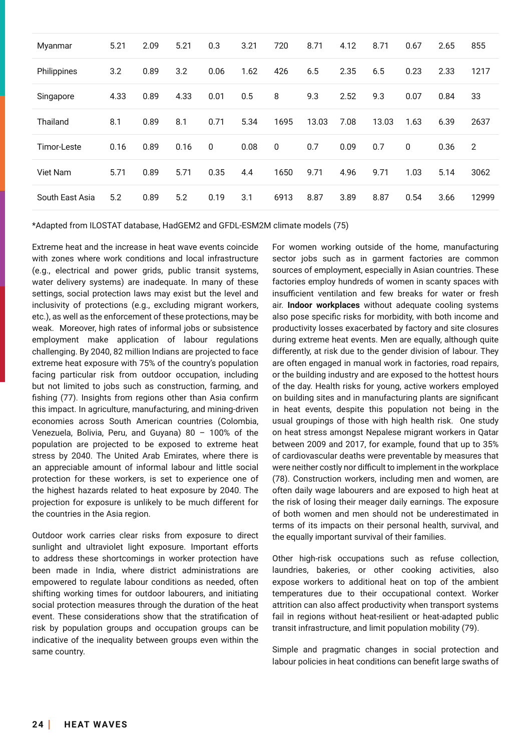| | | | | | | | | | | | | |
|---|---|---|---|---|---|---|---|---|---|---|---|---|
| Myanmar | 5.21 | 2.09 | 5.21 | 0.3 | 3.21 | 720 | 8.71 | 4.12 | 8.71 | 0.67 | 2.65 | 855 |
| Philippines | 3.2 | 0.89 | 3.2 | 0.06 | 1.62 | 426 | 6.5 | 2.35 | 6.5 | 0.23 | 2.33 | 1217 |
| Singapore | 4.33 | 0.89 | 4.33 | 0.01 | 0.5 | 8 | 9.3 | 2.52 | 9.3 | 0.07 | 0.84 | 33 |
| Thailand | 8.1 | 0.89 | 8.1 | 0.71 | 5.34 | 1695 | 13.03 | 7.08 | 13.03 | 1.63 | 6.39 | 2637 |
| Timor-Leste | 0.16 | 0.89 | 0.16 | 0 | 0.08 | 0 | 0.7 | 0.09 | 0.7 | 0 | 0.36 | 2 |
| Viet Nam | 5.71 | 0.89 | 5.71 | 0.35 | 4.4 | 1650 | 9.71 | 4.96 | 9.71 | 1.03 | 5.14 | 3062 |
| South East Asia | 5.2 | 0.89 | 5.2 | 0.19 | 3.1 | 6913 | 8.87 | 3.89 | 8.87 | 0.54 | 3.66 | 12999 |

*Adapted from ILOSTAT database, HadGEM2 and GFDL-ESM2M climate models (75)

Extreme heat and the increase in heat wave events coincide with zones where work conditions and local infrastructure (e.g., electrical and power grids, public transit systems, water delivery systems) are inadequate. In many of these settings, social protection laws may exist but the level and inclusivity of protections (e.g., excluding migrant workers, etc.), as well as the enforcement of these protections, may be weak. Moreover, high rates of informal jobs or subsistence employment make application of labour regulations challenging. By 2040, 82 million Indians are projected to face extreme heat exposure with 75% of the country's population facing particular risk from outdoor occupation, including but not limited to jobs such as construction, farming, and fishing (77). Insights from regions other than Asia confirm this impact. In agriculture, manufacturing, and mining-driven economies across South American countries (Colombia, Venezuela, Bolivia, Peru, and Guyana) 80 – 100% of the population are projected to be exposed to extreme heat stress by 2040. The United Arab Emirates, where there is an appreciable amount of informal labour and little social protection for these workers, is set to experience one of the highest hazards related to heat exposure by 2040. The projection for exposure is unlikely to be much different for the countries in the Asia region.

Outdoor work carries clear risks from exposure to direct sunlight and ultraviolet light exposure. Important efforts to address these shortcomings in worker protection have been made in India, where district administrations are empowered to regulate labour conditions as needed, often shifting working times for outdoor labourers, and initiating social protection measures through the duration of the heat event. These considerations show that the stratification of risk by population groups and occupation groups can be indicative of the inequality between groups even within the same country.

For women working outside of the home, manufacturing sector jobs such as in garment factories are common sources of employment, especially in Asian countries. These factories employ hundreds of women in scanty spaces with insufficient ventilation and few breaks for water or fresh air. **Indoor workplaces** without adequate cooling systems also pose specific risks for morbidity, with both income and productivity losses exacerbated by factory and site closures during extreme heat events. Men are equally, although quite differently, at risk due to the gender division of labour. They are often engaged in manual work in factories, road repairs, or the building industry and are exposed to the hottest hours of the day. Health risks for young, active workers employed on building sites and in manufacturing plants are significant in heat events, despite this population not being in the usual groupings of those with high health risk. One study on heat stress amongst Nepalese migrant workers in Qatar between 2009 and 2017, for example, found that up to 35% of cardiovascular deaths were preventable by measures that were neither costly nor difficult to implement in the workplace (78). Construction workers, including men and women, are often daily wage labourers and are exposed to high heat at the risk of losing their meager daily earnings. The exposure of both women and men should not be underestimated in terms of its impacts on their personal health, survival, and the equally important survival of their families.

Other high-risk occupations such as refuse collection, laundries, bakeries, or other cooking activities, also expose workers to additional heat on top of the ambient temperatures due to their occupational context. Worker attrition can also affect productivity when transport systems fail in regions without heat-resilient or heat-adapted public transit infrastructure, and limit population mobility (79).

Simple and pragmatic changes in social protection and labour policies in heat conditions can benefit large swaths of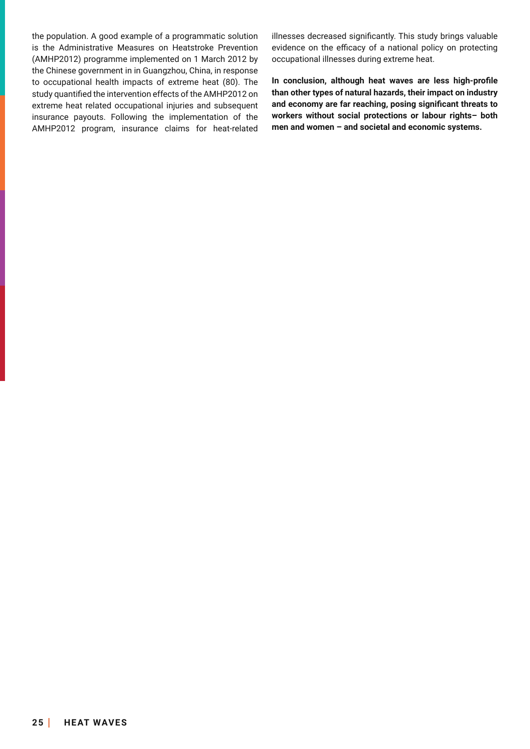the population. A good example of a programmatic solution is the Administrative Measures on Heatstroke Prevention (AMHP2012) programme implemented on 1 March 2012 by the Chinese government in in Guangzhou, China, in response to occupational health impacts of extreme heat (80). The study quantified the intervention effects of the AMHP2012 on extreme heat related occupational injuries and subsequent insurance payouts. Following the implementation of the AMHP2012 program, insurance claims for heat-related illnesses decreased significantly. This study brings valuable evidence on the efficacy of a national policy on protecting occupational illnesses during extreme heat.

**In conclusion, although heat waves are less high-profile than other types of natural hazards, their impact on industry and economy are far reaching, posing significant threats to workers without social protections or labour rights– both men and women – and societal and economic systems.**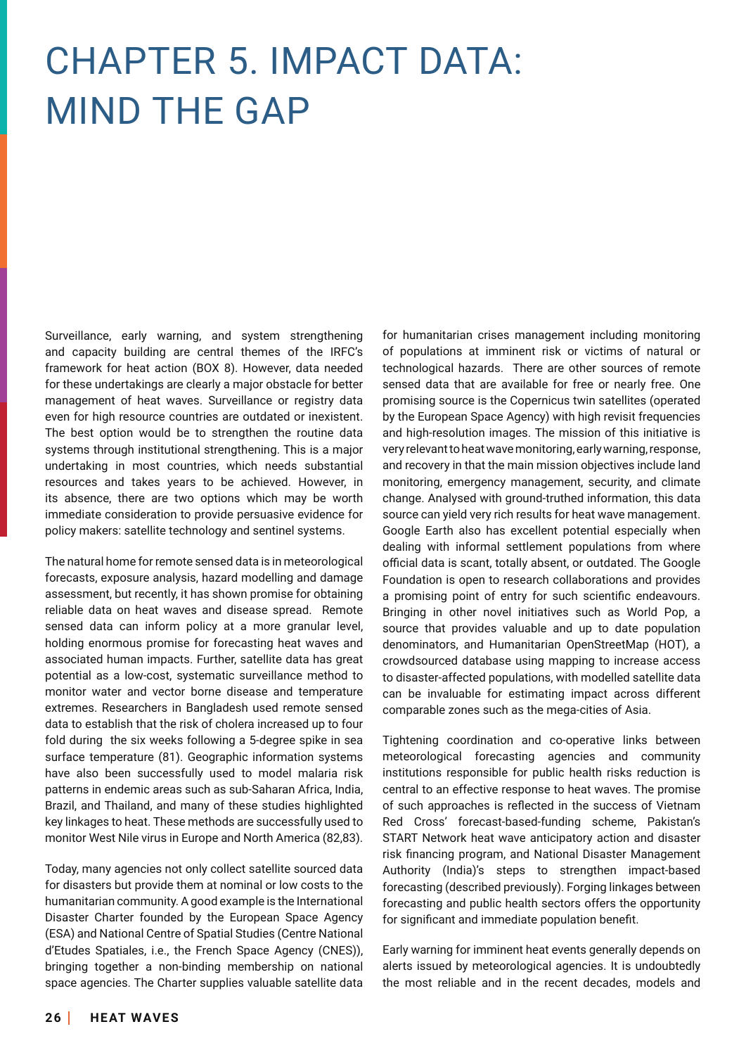# CHAPTER 5. IMPACT DATA: MIND THE GAP

Surveillance, early warning, and system strengthening and capacity building are central themes of the IRFC's framework for heat action (BOX 8). However, data needed for these undertakings are clearly a major obstacle for better management of heat waves. Surveillance or registry data even for high resource countries are outdated or inexistent. The best option would be to strengthen the routine data systems through institutional strengthening. This is a major undertaking in most countries, which needs substantial resources and takes years to be achieved. However, in its absence, there are two options which may be worth immediate consideration to provide persuasive evidence for policy makers: satellite technology and sentinel systems.

The natural home for remote sensed data is in meteorological forecasts, exposure analysis, hazard modelling and damage assessment, but recently, it has shown promise for obtaining reliable data on heat waves and disease spread. Remote sensed data can inform policy at a more granular level, holding enormous promise for forecasting heat waves and associated human impacts. Further, satellite data has great potential as a low-cost, systematic surveillance method to monitor water and vector borne disease and temperature extremes. Researchers in Bangladesh used remote sensed data to establish that the risk of cholera increased up to four fold during the six weeks following a 5-degree spike in sea surface temperature (81). Geographic information systems have also been successfully used to model malaria risk patterns in endemic areas such as sub-Saharan Africa, India, Brazil, and Thailand, and many of these studies highlighted key linkages to heat. These methods are successfully used to monitor West Nile virus in Europe and North America (82,83).

Today, many agencies not only collect satellite sourced data for disasters but provide them at nominal or low costs to the humanitarian community. A good example is the International Disaster Charter founded by the European Space Agency (ESA) and National Centre of Spatial Studies (Centre National d'Etudes Spatiales, i.e., the French Space Agency (CNES)), bringing together a non-binding membership on national space agencies. The Charter supplies valuable satellite data for humanitarian crises management including monitoring of populations at imminent risk or victims of natural or technological hazards. There are other sources of remote sensed data that are available for free or nearly free. One promising source is the Copernicus twin satellites (operated by the European Space Agency) with high revisit frequencies and high-resolution images. The mission of this initiative is very relevant to heat wave monitoring, early warning, response, and recovery in that the main mission objectives include land monitoring, emergency management, security, and climate change. Analysed with ground-truthed information, this data source can yield very rich results for heat wave management. Google Earth also has excellent potential especially when dealing with informal settlement populations from where official data is scant, totally absent, or outdated. The Google Foundation is open to research collaborations and provides a promising point of entry for such scientific endeavours. Bringing in other novel initiatives such as World Pop, a source that provides valuable and up to date population denominators, and Humanitarian OpenStreetMap (HOT), a crowdsourced database using mapping to increase access to disaster-affected populations, with modelled satellite data can be invaluable for estimating impact across different comparable zones such as the mega-cities of Asia.

Tightening coordination and co-operative links between meteorological forecasting agencies and community institutions responsible for public health risks reduction is central to an effective response to heat waves. The promise of such approaches is reflected in the success of Vietnam Red Cross' forecast-based-funding scheme, Pakistan's START Network heat wave anticipatory action and disaster risk financing program, and National Disaster Management Authority (India)'s steps to strengthen impact-based forecasting (described previously). Forging linkages between forecasting and public health sectors offers the opportunity for significant and immediate population benefit.

Early warning for imminent heat events generally depends on alerts issued by meteorological agencies. It is undoubtedly the most reliable and in the recent decades, models and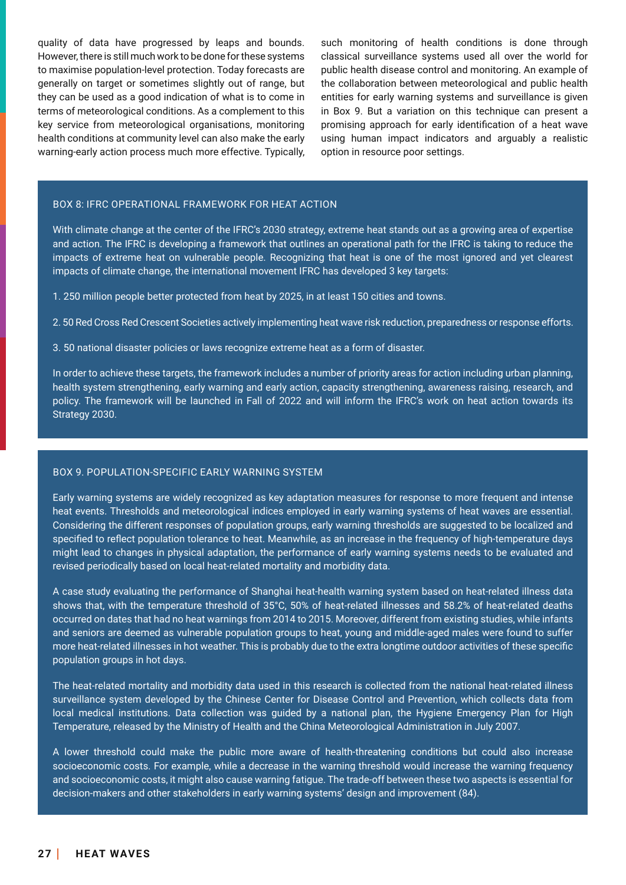quality of data have progressed by leaps and bounds. However, there is still much work to be done for these systems to maximise population-level protection. Today forecasts are generally on target or sometimes slightly out of range, but they can be used as a good indication of what is to come in terms of meteorological conditions. As a complement to this key service from meteorological organisations, monitoring health conditions at community level can also make the early warning-early action process much more effective. Typically, such monitoring of health conditions is done through classical surveillance systems used all over the world for public health disease control and monitoring. An example of the collaboration between meteorological and public health entities for early warning systems and surveillance is given in Box 9. But a variation on this technique can present a promising approach for early identification of a heat wave using human impact indicators and arguably a realistic option in resource poor settings.

### BOX 8: IFRC OPERATIONAL FRAMEWORK FOR HEAT ACTION

With climate change at the center of the IFRC's 2030 strategy, extreme heat stands out as a growing area of expertise and action. The IFRC is developing a framework that outlines an operational path for the IFRC is taking to reduce the impacts of extreme heat on vulnerable people. Recognizing that heat is one of the most ignored and yet clearest impacts of climate change, the international movement IFRC has developed 3 key targets:

1. 250 million people better protected from heat by 2025, in at least 150 cities and towns.

2. 50 Red Cross Red Crescent Societies actively implementing heat wave risk reduction, preparedness or response efforts.

3. 50 national disaster policies or laws recognize extreme heat as a form of disaster.

In order to achieve these targets, the framework includes a number of priority areas for action including urban planning, health system strengthening, early warning and early action, capacity strengthening, awareness raising, research, and policy. The framework will be launched in Fall of 2022 and will inform the IFRC's work on heat action towards its Strategy 2030.

### BOX 9. POPULATION-SPECIFIC EARLY WARNING SYSTEM

Early warning systems are widely recognized as key adaptation measures for response to more frequent and intense heat events. Thresholds and meteorological indices employed in early warning systems of heat waves are essential. Considering the different responses of population groups, early warning thresholds are suggested to be localized and specified to reflect population tolerance to heat. Meanwhile, as an increase in the frequency of high-temperature days might lead to changes in physical adaptation, the performance of early warning systems needs to be evaluated and revised periodically based on local heat-related mortality and morbidity data.

A case study evaluating the performance of Shanghai heat-health warning system based on heat-related illness data shows that, with the temperature threshold of 35°C, 50% of heat-related illnesses and 58.2% of heat-related deaths occurred on dates that had no heat warnings from 2014 to 2015. Moreover, different from existing studies, while infants and seniors are deemed as vulnerable population groups to heat, young and middle-aged males were found to suffer more heat-related illnesses in hot weather. This is probably due to the extra longtime outdoor activities of these specific population groups in hot days.

The heat-related mortality and morbidity data used in this research is collected from the national heat-related illness surveillance system developed by the Chinese Center for Disease Control and Prevention, which collects data from local medical institutions. Data collection was guided by a national plan, the Hygiene Emergency Plan for High Temperature, released by the Ministry of Health and the China Meteorological Administration in July 2007.

A lower threshold could make the public more aware of health-threatening conditions but could also increase socioeconomic costs. For example, while a decrease in the warning threshold would increase the warning frequency and socioeconomic costs, it might also cause warning fatigue. The trade-off between these two aspects is essential for decision-makers and other stakeholders in early warning systems' design and improvement (84).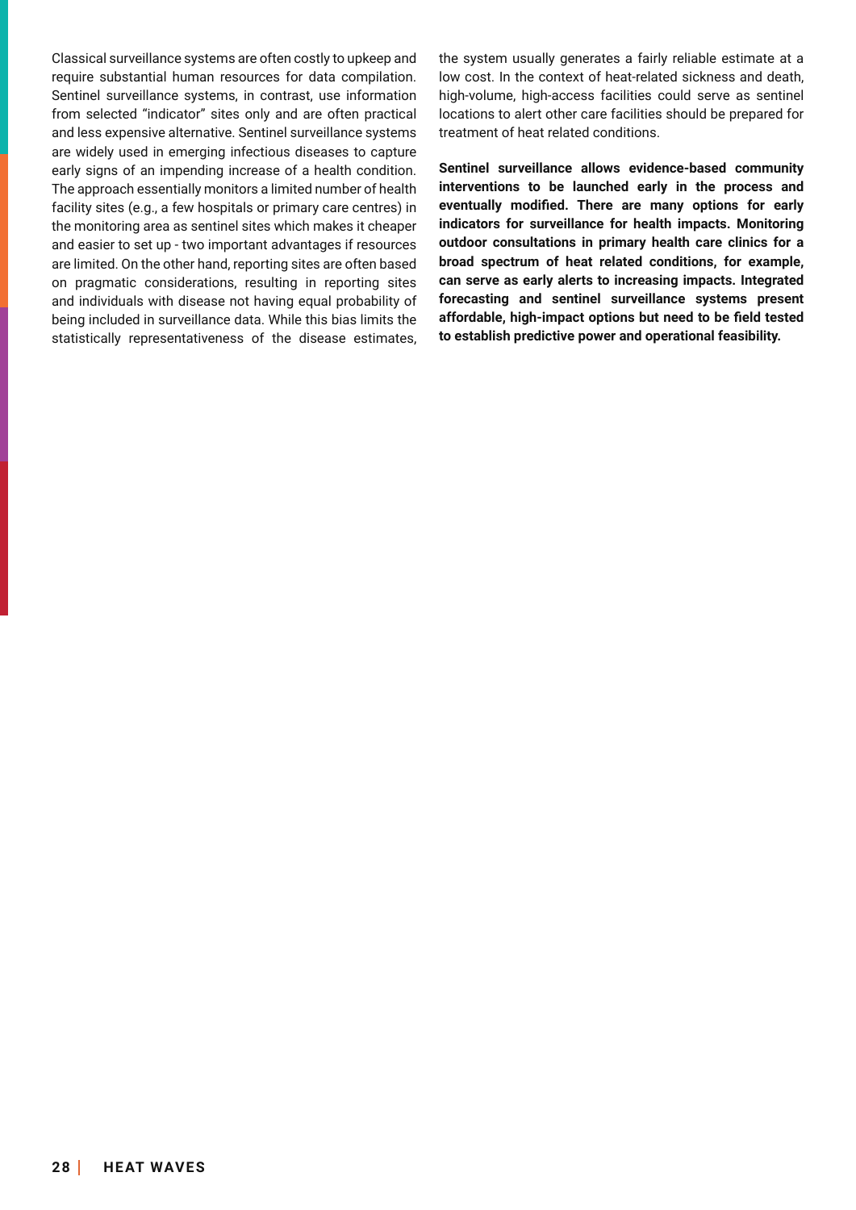Classical surveillance systems are often costly to upkeep and require substantial human resources for data compilation. Sentinel surveillance systems, in contrast, use information from selected "indicator" sites only and are often practical and less expensive alternative. Sentinel surveillance systems are widely used in emerging infectious diseases to capture early signs of an impending increase of a health condition. The approach essentially monitors a limited number of health facility sites (e.g., a few hospitals or primary care centres) in the monitoring area as sentinel sites which makes it cheaper and easier to set up - two important advantages if resources are limited. On the other hand, reporting sites are often based on pragmatic considerations, resulting in reporting sites and individuals with disease not having equal probability of being included in surveillance data. While this bias limits the statistically representativeness of the disease estimates, the system usually generates a fairly reliable estimate at a low cost. In the context of heat-related sickness and death, high-volume, high-access facilities could serve as sentinel locations to alert other care facilities should be prepared for treatment of heat related conditions.

**Sentinel surveillance allows evidence-based community interventions to be launched early in the process and eventually modified. There are many options for early indicators for surveillance for health impacts. Monitoring outdoor consultations in primary health care clinics for a broad spectrum of heat related conditions, for example, can serve as early alerts to increasing impacts. Integrated forecasting and sentinel surveillance systems present affordable, high-impact options but need to be field tested to establish predictive power and operational feasibility.**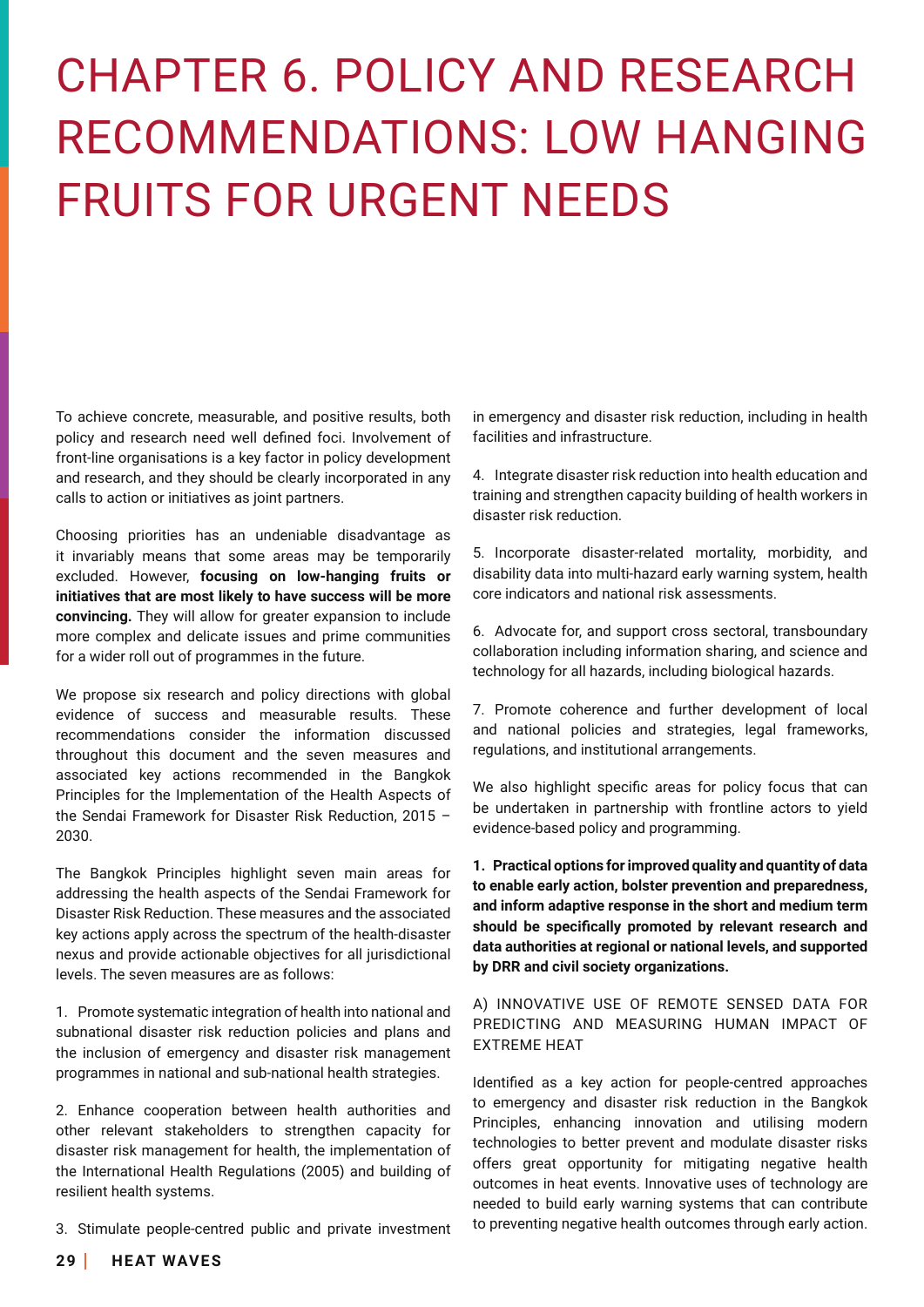# CHAPTER 6. POLICY AND RESEARCH RECOMMENDATIONS: LOW HANGING FRUITS FOR URGENT NEEDS

To achieve concrete, measurable, and positive results, both policy and research need well defined foci. Involvement of front-line organisations is a key factor in policy development and research, and they should be clearly incorporated in any calls to action or initiatives as joint partners.

Choosing priorities has an undeniable disadvantage as it invariably means that some areas may be temporarily excluded. However, **focusing on low-hanging fruits or initiatives that are most likely to have success will be more convincing.** They will allow for greater expansion to include more complex and delicate issues and prime communities for a wider roll out of programmes in the future.

We propose six research and policy directions with global evidence of success and measurable results. These recommendations consider the information discussed throughout this document and the seven measures and associated key actions recommended in the Bangkok Principles for the Implementation of the Health Aspects of the Sendai Framework for Disaster Risk Reduction, 2015 – 2030.

The Bangkok Principles highlight seven main areas for addressing the health aspects of the Sendai Framework for Disaster Risk Reduction. These measures and the associated key actions apply across the spectrum of the health-disaster nexus and provide actionable objectives for all jurisdictional levels. The seven measures are as follows:

1. Promote systematic integration of health into national and subnational disaster risk reduction policies and plans and the inclusion of emergency and disaster risk management programmes in national and sub-national health strategies.

2. Enhance cooperation between health authorities and other relevant stakeholders to strengthen capacity for disaster risk management for health, the implementation of the International Health Regulations (2005) and building of resilient health systems.

3. Stimulate people-centred public and private investment in emergency and disaster risk reduction, including in health facilities and infrastructure.

4. Integrate disaster risk reduction into health education and training and strengthen capacity building of health workers in disaster risk reduction.

5. Incorporate disaster-related mortality, morbidity, and disability data into multi-hazard early warning system, health core indicators and national risk assessments.

6. Advocate for, and support cross sectoral, transboundary collaboration including information sharing, and science and technology for all hazards, including biological hazards.

7. Promote coherence and further development of local and national policies and strategies, legal frameworks, regulations, and institutional arrangements.

We also highlight specific areas for policy focus that can be undertaken in partnership with frontline actors to yield evidence-based policy and programming.

**1. Practical options for improved quality and quantity of data to enable early action, bolster prevention and preparedness, and inform adaptive response in the short and medium term should be specifically promoted by relevant research and data authorities at regional or national levels, and supported by DRR and civil society organizations.**

A) INNOVATIVE USE OF REMOTE SENSED DATA FOR PREDICTING AND MEASURING HUMAN IMPACT OF EXTREME HEAT

Identified as a key action for people-centred approaches to emergency and disaster risk reduction in the Bangkok Principles, enhancing innovation and utilising modern technologies to better prevent and modulate disaster risks offers great opportunity for mitigating negative health outcomes in heat events. Innovative uses of technology are needed to build early warning systems that can contribute to preventing negative health outcomes through early action.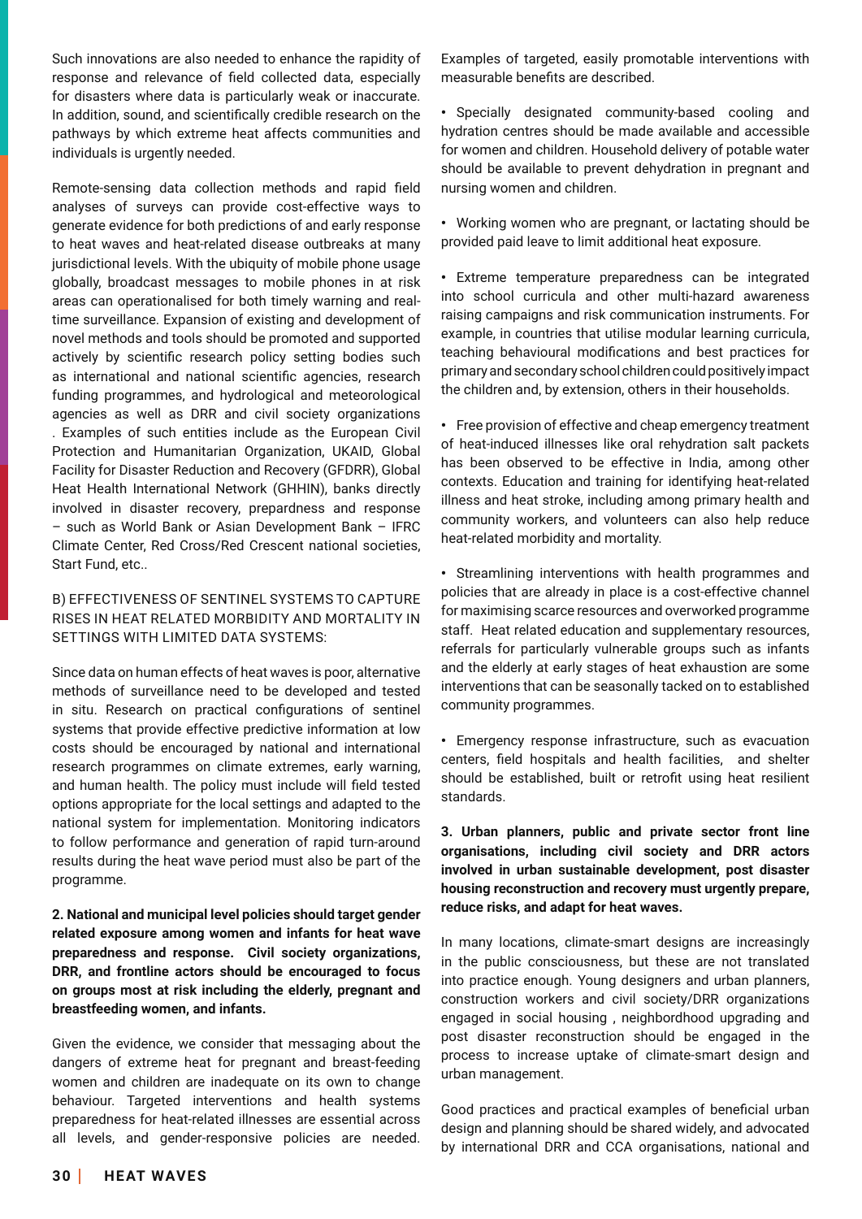Such innovations are also needed to enhance the rapidity of response and relevance of field collected data, especially for disasters where data is particularly weak or inaccurate. In addition, sound, and scientifically credible research on the pathways by which extreme heat affects communities and individuals is urgently needed.

Remote-sensing data collection methods and rapid field analyses of surveys can provide cost-effective ways to generate evidence for both predictions of and early response to heat waves and heat-related disease outbreaks at many jurisdictional levels. With the ubiquity of mobile phone usage globally, broadcast messages to mobile phones in at risk areas can operationalised for both timely warning and real-time surveillance. Expansion of existing and development of novel methods and tools should be promoted and supported actively by scientific research policy setting bodies such as international and national scientific agencies, research funding programmes, and hydrological and meteorological agencies as well as DRR and civil society organizations . Examples of such entities include as the European Civil Protection and Humanitarian Organization, UKAID, Global Facility for Disaster Reduction and Recovery (GFDRR), Global Heat Health International Network (GHHIN), banks directly involved in disaster recovery, preparedness and response – such as World Bank or Asian Development Bank – IFRC Climate Center, Red Cross/Red Crescent national societies, Start Fund, etc..

B) EFFECTIVENESS OF SENTINEL SYSTEMS TO CAPTURE RISES IN HEAT RELATED MORBIDITY AND MORTALITY IN SETTINGS WITH LIMITED DATA SYSTEMS:

Since data on human effects of heat waves is poor, alternative methods of surveillance need to be developed and tested in situ. Research on practical configurations of sentinel systems that provide effective predictive information at low costs should be encouraged by national and international research programmes on climate extremes, early warning, and human health. The policy must include will field tested options appropriate for the local settings and adapted to the national system for implementation. Monitoring indicators to follow performance and generation of rapid turn-around results during the heat wave period must also be part of the programme.

**2. National and municipal level policies should target gender related exposure among women and infants for heat wave preparedness and response. Civil society organizations, DRR, and frontline actors should be encouraged to focus on groups most at risk including the elderly, pregnant and breastfeeding women, and infants.**

Given the evidence, we consider that messaging about the dangers of extreme heat for pregnant and breast-feeding women and children are inadequate on its own to change behaviour. Targeted interventions and health systems preparedness for heat-related illnesses are essential across all levels, and gender-responsive policies are needed. Examples of targeted, easily promotable interventions with measurable benefits are described.

- Specially designated community-based cooling and hydration centres should be made available and accessible for women and children. Household delivery of potable water should be available to prevent dehydration in pregnant and nursing women and children.

- Working women who are pregnant, or lactating should be provided paid leave to limit additional heat exposure.

- Extreme temperature preparedness can be integrated into school curricula and other multi-hazard awareness raising campaigns and risk communication instruments. For example, in countries that utilise modular learning curricula, teaching behavioural modifications and best practices for primary and secondary school children could positively impact the children and, by extension, others in their households.

- Free provision of effective and cheap emergency treatment of heat-induced illnesses like oral rehydration salt packets has been observed to be effective in India, among other contexts. Education and training for identifying heat-related illness and heat stroke, including among primary health and community workers, and volunteers can also help reduce heat-related morbidity and mortality.

- Streamlining interventions with health programmes and policies that are already in place is a cost-effective channel for maximising scarce resources and overworked programme staff. Heat related education and supplementary resources, referrals for particularly vulnerable groups such as infants and the elderly at early stages of heat exhaustion are some interventions that can be seasonally tacked on to established community programmes.

- Emergency response infrastructure, such as evacuation centers, field hospitals and health facilities, and shelter should be established, built or retrofit using heat resilient standards.

**3. Urban planners, public and private sector front line organisations, including civil society and DRR actors involved in urban sustainable development, post disaster housing reconstruction and recovery must urgently prepare, reduce risks, and adapt for heat waves.**

In many locations, climate-smart designs are increasingly in the public consciousness, but these are not translated into practice enough. Young designers and urban planners, construction workers and civil society/DRR organizations engaged in social housing , neighbordhood upgrading and post disaster reconstruction should be engaged in the process to increase uptake of climate-smart design and urban management.

Good practices and practical examples of beneficial urban design and planning should be shared widely, and advocated by international DRR and CCA organisations, national and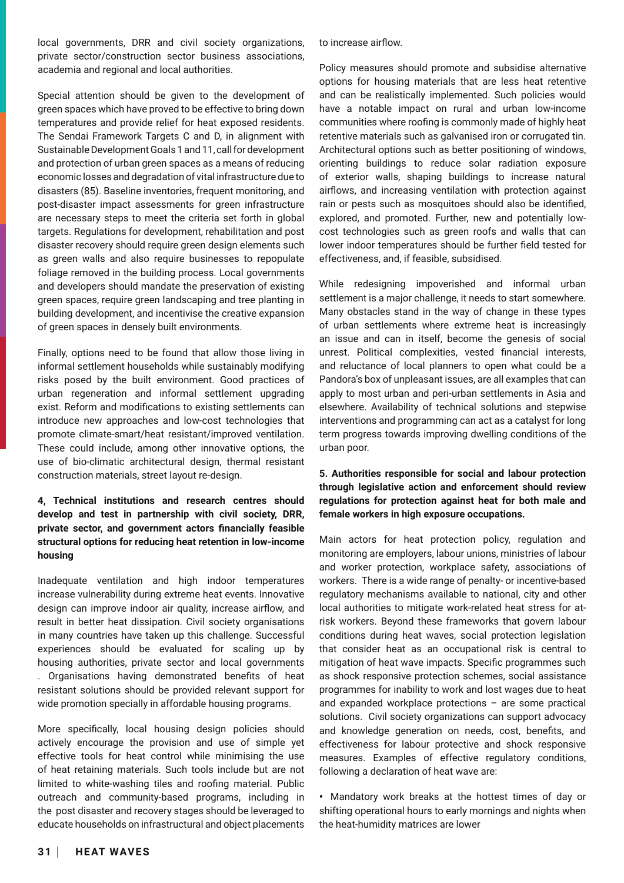local governments, DRR and civil society organizations, private sector/construction sector business associations, academia and regional and local authorities.

Special attention should be given to the development of green spaces which have proved to be effective to bring down temperatures and provide relief for heat exposed residents. The Sendai Framework Targets C and D, in alignment with Sustainable Development Goals 1 and 11, call for development and protection of urban green spaces as a means of reducing economic losses and degradation of vital infrastructure due to disasters (85). Baseline inventories, frequent monitoring, and post-disaster impact assessments for green infrastructure are necessary steps to meet the criteria set forth in global targets. Regulations for development, rehabilitation and post disaster recovery should require green design elements such as green walls and also require businesses to repopulate foliage removed in the building process. Local governments and developers should mandate the preservation of existing green spaces, require green landscaping and tree planting in building development, and incentivise the creative expansion of green spaces in densely built environments.

Finally, options need to be found that allow those living in informal settlement households while sustainably modifying risks posed by the built environment. Good practices of urban regeneration and informal settlement upgrading exist. Reform and modifications to existing settlements can introduce new approaches and low-cost technologies that promote climate-smart/heat resistant/improved ventilation. These could include, among other innovative options, the use of bio-climatic architectural design, thermal resistant construction materials, street layout re-design.

**4, Technical institutions and research centres should develop and test in partnership with civil society, DRR, private sector, and government actors financially feasible structural options for reducing heat retention in low-income housing**

Inadequate ventilation and high indoor temperatures increase vulnerability during extreme heat events. Innovative design can improve indoor air quality, increase airflow, and result in better heat dissipation. Civil society organisations in many countries have taken up this challenge. Successful experiences should be evaluated for scaling up by housing authorities, private sector and local governments . Organisations having demonstrated benefits of heat resistant solutions should be provided relevant support for wide promotion specially in affordable housing programs.

More specifically, local housing design policies should actively encourage the provision and use of simple yet effective tools for heat control while minimising the use of heat retaining materials. Such tools include but are not limited to white-washing tiles and roofing material. Public outreach and community-based programs, including in the post disaster and recovery stages should be leveraged to educate households on infrastructural and object placements to increase airflow.

Policy measures should promote and subsidise alternative options for housing materials that are less heat retentive and can be realistically implemented. Such policies would have a notable impact on rural and urban low-income communities where roofing is commonly made of highly heat retentive materials such as galvanised iron or corrugated tin. Architectural options such as better positioning of windows, orienting buildings to reduce solar radiation exposure of exterior walls, shaping buildings to increase natural airflows, and increasing ventilation with protection against rain or pests such as mosquitoes should also be identified, explored, and promoted. Further, new and potentially low-cost technologies such as green roofs and walls that can lower indoor temperatures should be further field tested for effectiveness, and, if feasible, subsidised.

While redesigning impoverished and informal urban settlement is a major challenge, it needs to start somewhere. Many obstacles stand in the way of change in these types of urban settlements where extreme heat is increasingly an issue and can in itself, become the genesis of social unrest. Political complexities, vested financial interests, and reluctance of local planners to open what could be a Pandora's box of unpleasant issues, are all examples that can apply to most urban and peri-urban settlements in Asia and elsewhere. Availability of technical solutions and stepwise interventions and programming can act as a catalyst for long term progress towards improving dwelling conditions of the urban poor.

**5. Authorities responsible for social and labour protection through legislative action and enforcement should review regulations for protection against heat for both male and female workers in high exposure occupations.**

Main actors for heat protection policy, regulation and monitoring are employers, labour unions, ministries of labour and worker protection, workplace safety, associations of workers. There is a wide range of penalty- or incentive-based regulatory mechanisms available to national, city and other local authorities to mitigate work-related heat stress for at-risk workers. Beyond these frameworks that govern labour conditions during heat waves, social protection legislation that consider heat as an occupational risk is central to mitigation of heat wave impacts. Specific programmes such as shock responsive protection schemes, social assistance programmes for inability to work and lost wages due to heat and expanded workplace protections – are some practical solutions. Civil society organizations can support advocacy and knowledge generation on needs, cost, benefits, and effectiveness for labour protective and shock responsive measures. Examples of effective regulatory conditions, following a declaration of heat wave are:

- Mandatory work breaks at the hottest times of day or shifting operational hours to early mornings and nights when the heat-humidity matrices are lower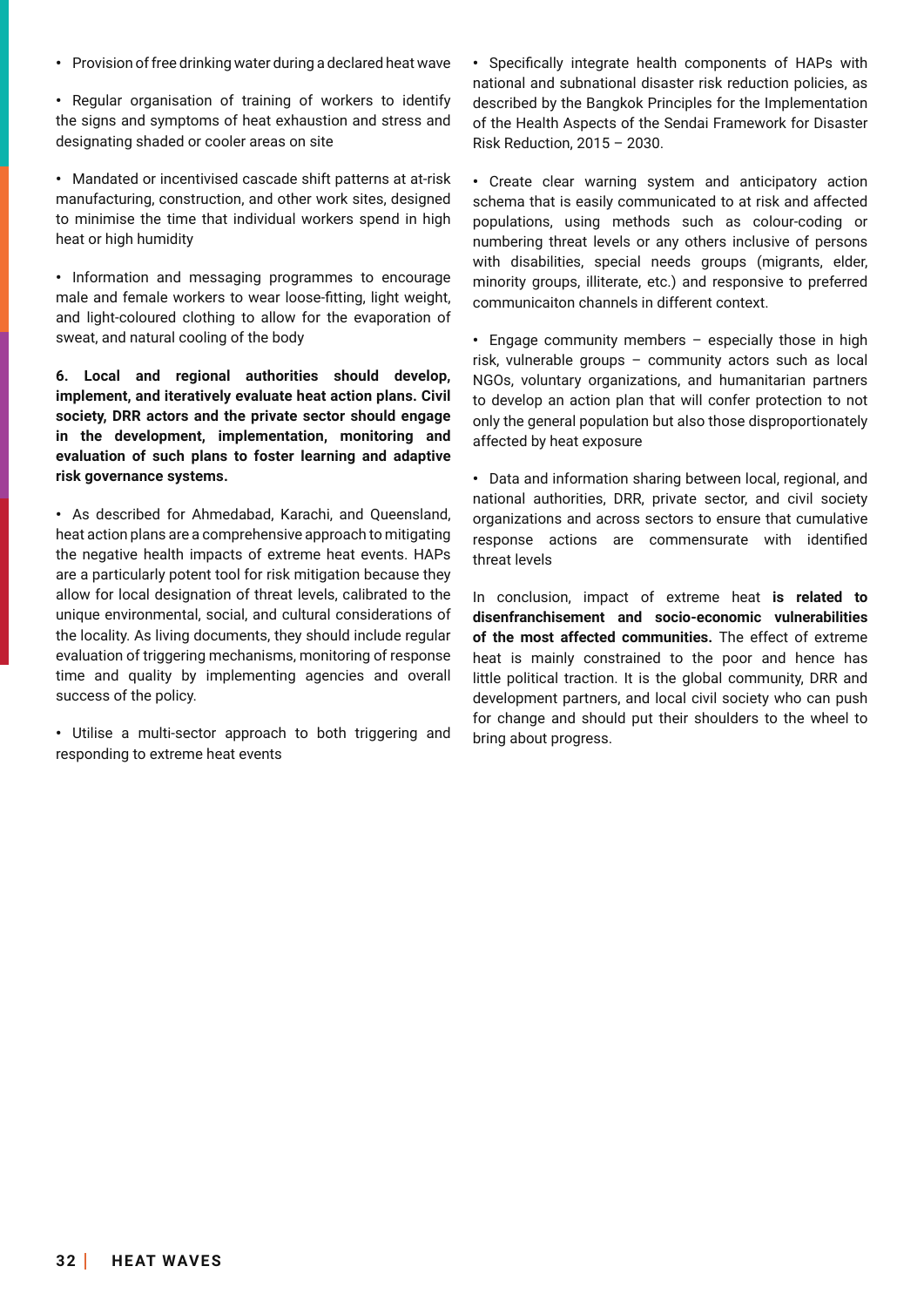- Provision of free drinking water during a declared heat wave
- Regular organisation of training of workers to identify the signs and symptoms of heat exhaustion and stress and designating shaded or cooler areas on site
- Mandated or incentivised cascade shift patterns at at-risk manufacturing, construction, and other work sites, designed to minimise the time that individual workers spend in high heat or high humidity
- Information and messaging programmes to encourage male and female workers to wear loose-fitting, light weight, and light-coloured clothing to allow for the evaporation of sweat, and natural cooling of the body

**6. Local and regional authorities should develop, implement, and iteratively evaluate heat action plans. Civil society, DRR actors and the private sector should engage in the development, implementation, monitoring and evaluation of such plans to foster learning and adaptive risk governance systems.**

- As described for Ahmedabad, Karachi, and Queensland, heat action plans are a comprehensive approach to mitigating the negative health impacts of extreme heat events. HAPs are a particularly potent tool for risk mitigation because they allow for local designation of threat levels, calibrated to the unique environmental, social, and cultural considerations of the locality. As living documents, they should include regular evaluation of triggering mechanisms, monitoring of response time and quality by implementing agencies and overall success of the policy.
- Utilise a multi-sector approach to both triggering and responding to extreme heat events
- Specifically integrate health components of HAPs with national and subnational disaster risk reduction policies, as described by the Bangkok Principles for the Implementation of the Health Aspects of the Sendai Framework for Disaster Risk Reduction, 2015 – 2030.
- Create clear warning system and anticipatory action schema that is easily communicated to at risk and affected populations, using methods such as colour-coding or numbering threat levels or any others inclusive of persons with disabilities, special needs groups (migrants, elder, minority groups, illiterate, etc.) and responsive to preferred communicaiton channels in different context.
- Engage community members – especially those in high risk, vulnerable groups – community actors such as local NGOs, voluntary organizations, and humanitarian partners to develop an action plan that will confer protection to not only the general population but also those disproportionately affected by heat exposure
- Data and information sharing between local, regional, and national authorities, DRR, private sector, and civil society organizations and across sectors to ensure that cumulative response actions are commensurate with identified threat levels

In conclusion, impact of extreme heat **is related to disenfranchisement and socio-economic vulnerabilities of the most affected communities.** The effect of extreme heat is mainly constrained to the poor and hence has little political traction. It is the global community, DRR and development partners, and local civil society who can push for change and should put their shoulders to the wheel to bring about progress.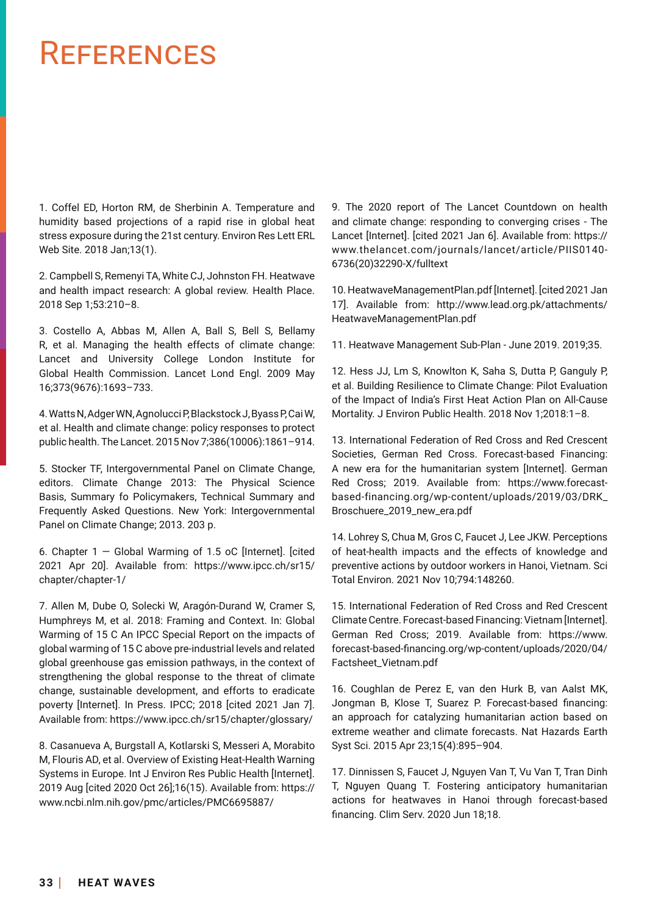# References

1. Coffel ED, Horton RM, de Sherbinin A. Temperature and humidity based projections of a rapid rise in global heat stress exposure during the 21st century. Environ Res Lett ERL Web Site. 2018 Jan;13(1).

2. Campbell S, Remenyi TA, White CJ, Johnston FH. Heatwave and health impact research: A global review. Health Place. 2018 Sep 1;53:210–8.

3. Costello A, Abbas M, Allen A, Ball S, Bell S, Bellamy R, et al. Managing the health effects of climate change: Lancet and University College London Institute for Global Health Commission. Lancet Lond Engl. 2009 May 16;373(9676):1693–733.

4. Watts N, Adger WN, Agnolucci P, Blackstock J, Byass P, Cai W, et al. Health and climate change: policy responses to protect public health. The Lancet. 2015 Nov 7;386(10006):1861–914.

5. Stocker TF, Intergovernmental Panel on Climate Change, editors. Climate Change 2013: The Physical Science Basis, Summary fo Policymakers, Technical Summary and Frequently Asked Questions. New York: Intergovernmental Panel on Climate Change; 2013. 203 p.

6. Chapter 1 — Global Warming of 1.5 oC [Internet]. [cited 2021 Apr 20]. Available from: https://www.ipcc.ch/sr15/chapter/chapter-1/

7. Allen M, Dube O, Solecki W, Aragón-Durand W, Cramer S, Humphreys M, et al. 2018: Framing and Context. In: Global Warming of 15 C An IPCC Special Report on the impacts of global warming of 15 C above pre-industrial levels and related global greenhouse gas emission pathways, in the context of strengthening the global response to the threat of climate change, sustainable development, and efforts to eradicate poverty [Internet]. In Press. IPCC; 2018 [cited 2021 Jan 7]. Available from: https://www.ipcc.ch/sr15/chapter/glossary/

8. Casanueva A, Burgstall A, Kotlarski S, Messeri A, Morabito M, Flouris AD, et al. Overview of Existing Heat-Health Warning Systems in Europe. Int J Environ Res Public Health [Internet]. 2019 Aug [cited 2020 Oct 26];16(15). Available from: https://www.ncbi.nlm.nih.gov/pmc/articles/PMC6695887/

9. The 2020 report of The Lancet Countdown on health and climate change: responding to converging crises - The Lancet [Internet]. [cited 2021 Jan 6]. Available from: https://www.thelancet.com/journals/lancet/article/PIIS0140-6736(20)32290-X/fulltext

10. HeatwaveManagementPlan.pdf [Internet]. [cited 2021 Jan 17]. Available from: http://www.lead.org.pk/attachments/HeatwaveManagementPlan.pdf

11. Heatwave Management Sub-Plan - June 2019. 2019;35.

12. Hess JJ, Lm S, Knowlton K, Saha S, Dutta P, Ganguly P, et al. Building Resilience to Climate Change: Pilot Evaluation of the Impact of India's First Heat Action Plan on All-Cause Mortality. J Environ Public Health. 2018 Nov 1;2018:1–8.

13. International Federation of Red Cross and Red Crescent Societies, German Red Cross. Forecast-based Financing: A new era for the humanitarian system [Internet]. German Red Cross; 2019. Available from: https://www.forecast-based-financing.org/wp-content/uploads/2019/03/DRK_Broschuere_2019_new_era.pdf

14. Lohrey S, Chua M, Gros C, Faucet J, Lee JKW. Perceptions of heat-health impacts and the effects of knowledge and preventive actions by outdoor workers in Hanoi, Vietnam. Sci Total Environ. 2021 Nov 10;794:148260.

15. International Federation of Red Cross and Red Crescent Climate Centre. Forecast-based Financing: Vietnam [Internet]. German Red Cross; 2019. Available from: https://www.forecast-based-financing.org/wp-content/uploads/2020/04/Factsheet_Vietnam.pdf

16. Coughlan de Perez E, van den Hurk B, van Aalst MK, Jongman B, Klose T, Suarez P. Forecast-based financing: an approach for catalyzing humanitarian action based on extreme weather and climate forecasts. Nat Hazards Earth Syst Sci. 2015 Apr 23;15(4):895–904.

17. Dinnissen S, Faucet J, Nguyen Van T, Vu Van T, Tran Dinh T, Nguyen Quang T. Fostering anticipatory humanitarian actions for heatwaves in Hanoi through forecast-based financing. Clim Serv. 2020 Jun 18;18.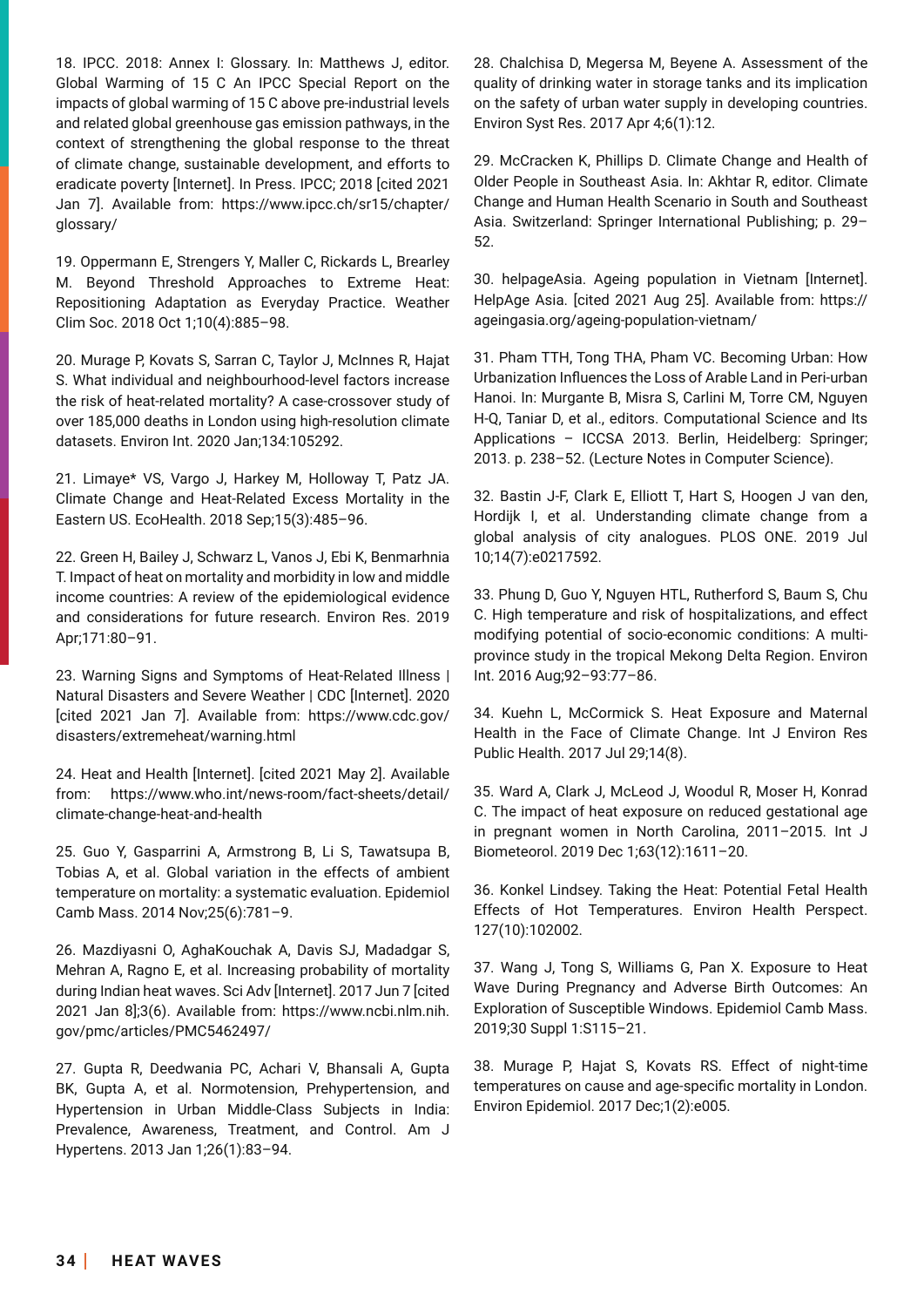18. IPCC. 2018: Annex I: Glossary. In: Matthews J, editor. Global Warming of 15 C An IPCC Special Report on the impacts of global warming of 15 C above pre-industrial levels and related global greenhouse gas emission pathways, in the context of strengthening the global response to the threat of climate change, sustainable development, and efforts to eradicate poverty [Internet]. In Press. IPCC; 2018 [cited 2021 Jan 7]. Available from: https://www.ipcc.ch/sr15/chapter/glossary/

19. Oppermann E, Strengers Y, Maller C, Rickards L, Brearley M. Beyond Threshold Approaches to Extreme Heat: Repositioning Adaptation as Everyday Practice. Weather Clim Soc. 2018 Oct 1;10(4):885–98.

20. Murage P, Kovats S, Sarran C, Taylor J, McInnes R, Hajat S. What individual and neighbourhood-level factors increase the risk of heat-related mortality? A case-crossover study of over 185,000 deaths in London using high-resolution climate datasets. Environ Int. 2020 Jan;134:105292.

21. Limaye* VS, Vargo J, Harkey M, Holloway T, Patz JA. Climate Change and Heat-Related Excess Mortality in the Eastern US. EcoHealth. 2018 Sep;15(3):485–96.

22. Green H, Bailey J, Schwarz L, Vanos J, Ebi K, Benmarhnia T. Impact of heat on mortality and morbidity in low and middle income countries: A review of the epidemiological evidence and considerations for future research. Environ Res. 2019 Apr;171:80–91.

23. Warning Signs and Symptoms of Heat-Related Illness | Natural Disasters and Severe Weather | CDC [Internet]. 2020 [cited 2021 Jan 7]. Available from: https://www.cdc.gov/disasters/extremeheat/warning.html

24. Heat and Health [Internet]. [cited 2021 May 2]. Available from: https://www.who.int/news-room/fact-sheets/detail/climate-change-heat-and-health

25. Guo Y, Gasparrini A, Armstrong B, Li S, Tawatsupa B, Tobias A, et al. Global variation in the effects of ambient temperature on mortality: a systematic evaluation. Epidemiol Camb Mass. 2014 Nov;25(6):781–9.

26. Mazdiyasni O, AghaKouchak A, Davis SJ, Madadgar S, Mehran A, Ragno E, et al. Increasing probability of mortality during Indian heat waves. Sci Adv [Internet]. 2017 Jun 7 [cited 2021 Jan 8];3(6). Available from: https://www.ncbi.nlm.nih.gov/pmc/articles/PMC5462497/

27. Gupta R, Deedwania PC, Achari V, Bhansali A, Gupta BK, Gupta A, et al. Normotension, Prehypertension, and Hypertension in Urban Middle-Class Subjects in India: Prevalence, Awareness, Treatment, and Control. Am J Hypertens. 2013 Jan 1;26(1):83–94.

28. Chalchisa D, Megersa M, Beyene A. Assessment of the quality of drinking water in storage tanks and its implication on the safety of urban water supply in developing countries. Environ Syst Res. 2017 Apr 4;6(1):12.

29. McCracken K, Phillips D. Climate Change and Health of Older People in Southeast Asia. In: Akhtar R, editor. Climate Change and Human Health Scenario in South and Southeast Asia. Switzerland: Springer International Publishing; p. 29–52.

30. helpageAsia. Ageing population in Vietnam [Internet]. HelpAge Asia. [cited 2021 Aug 25]. Available from: https://ageingasia.org/ageing-population-vietnam/

31. Pham TTH, Tong THA, Pham VC. Becoming Urban: How Urbanization Influences the Loss of Arable Land in Peri-urban Hanoi. In: Murgante B, Misra S, Carlini M, Torre CM, Nguyen H-Q, Taniar D, et al., editors. Computational Science and Its Applications – ICCSA 2013. Berlin, Heidelberg: Springer; 2013. p. 238–52. (Lecture Notes in Computer Science).

32. Bastin J-F, Clark E, Elliott T, Hart S, Hoogen J van den, Hordijk I, et al. Understanding climate change from a global analysis of city analogues. PLOS ONE. 2019 Jul 10;14(7):e0217592.

33. Phung D, Guo Y, Nguyen HTL, Rutherford S, Baum S, Chu C. High temperature and risk of hospitalizations, and effect modifying potential of socio-economic conditions: A multi-province study in the tropical Mekong Delta Region. Environ Int. 2016 Aug;92–93:77–86.

34. Kuehn L, McCormick S. Heat Exposure and Maternal Health in the Face of Climate Change. Int J Environ Res Public Health. 2017 Jul 29;14(8).

35. Ward A, Clark J, McLeod J, Woodul R, Moser H, Konrad C. The impact of heat exposure on reduced gestational age in pregnant women in North Carolina, 2011–2015. Int J Biometeorol. 2019 Dec 1;63(12):1611–20.

36. Konkel Lindsey. Taking the Heat: Potential Fetal Health Effects of Hot Temperatures. Environ Health Perspect. 127(10):102002.

37. Wang J, Tong S, Williams G, Pan X. Exposure to Heat Wave During Pregnancy and Adverse Birth Outcomes: An Exploration of Susceptible Windows. Epidemiol Camb Mass. 2019;30 Suppl 1:S115–21.

38. Murage P, Hajat S, Kovats RS. Effect of night-time temperatures on cause and age-specific mortality in London. Environ Epidemiol. 2017 Dec;1(2):e005.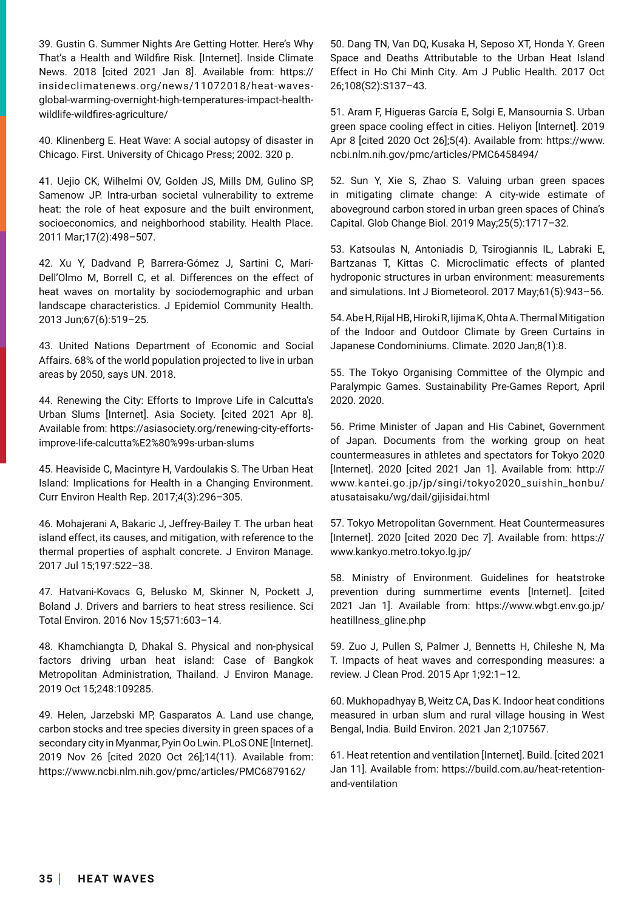39. Gustin G. Summer Nights Are Getting Hotter. Here's Why That's a Health and Wildfire Risk. [Internet]. Inside Climate News. 2018 [cited 2021 Jan 8]. Available from: https://insideclimatenews.org/news/11072018/heat-waves-global-warming-overnight-high-temperatures-impact-health-wildlife-wildfires-agriculture/

40. Klinenberg E. Heat Wave: A social autopsy of disaster in Chicago. First. University of Chicago Press; 2002. 320 p.

41. Uejio CK, Wilhelmi OV, Golden JS, Mills DM, Gulino SP, Samenow JP. Intra-urban societal vulnerability to extreme heat: the role of heat exposure and the built environment, socioeconomics, and neighborhood stability. Health Place. 2011 Mar;17(2):498–507.

42. Xu Y, Dadvand P, Barrera-Gómez J, Sartini C, Marí-Dell'Olmo M, Borrell C, et al. Differences on the effect of heat waves on mortality by sociodemographic and urban landscape characteristics. J Epidemiol Community Health. 2013 Jun;67(6):519–25.

43. United Nations Department of Economic and Social Affairs. 68% of the world population projected to live in urban areas by 2050, says UN. 2018.

44. Renewing the City: Efforts to Improve Life in Calcutta's Urban Slums [Internet]. Asia Society. [cited 2021 Apr 8]. Available from: https://asiasociety.org/renewing-city-efforts-improve-life-calcutta%E2%80%99s-urban-slums

45. Heaviside C, Macintyre H, Vardoulakis S. The Urban Heat Island: Implications for Health in a Changing Environment. Curr Environ Health Rep. 2017;4(3):296–305.

46. Mohajerani A, Bakaric J, Jeffrey-Bailey T. The urban heat island effect, its causes, and mitigation, with reference to the thermal properties of asphalt concrete. J Environ Manage. 2017 Jul 15;197:522–38.

47. Hatvani-Kovacs G, Belusko M, Skinner N, Pockett J, Boland J. Drivers and barriers to heat stress resilience. Sci Total Environ. 2016 Nov 15;571:603–14.

48. Khamchiangta D, Dhakal S. Physical and non-physical factors driving urban heat island: Case of Bangkok Metropolitan Administration, Thailand. J Environ Manage. 2019 Oct 15;248:109285.

49. Helen, Jarzebski MP, Gasparatos A. Land use change, carbon stocks and tree species diversity in green spaces of a secondary city in Myanmar, Pyin Oo Lwin. PLoS ONE [Internet]. 2019 Nov 26 [cited 2020 Oct 26];14(11). Available from: https://www.ncbi.nlm.nih.gov/pmc/articles/PMC6879162/

50. Dang TN, Van DQ, Kusaka H, Seposo XT, Honda Y. Green Space and Deaths Attributable to the Urban Heat Island Effect in Ho Chi Minh City. Am J Public Health. 2017 Oct 26;108(S2):S137–43.

51. Aram F, Higueras García E, Solgi E, Mansournia S. Urban green space cooling effect in cities. Heliyon [Internet]. 2019 Apr 8 [cited 2020 Oct 26];5(4). Available from: https://www.ncbi.nlm.nih.gov/pmc/articles/PMC6458494/

52. Sun Y, Xie S, Zhao S. Valuing urban green spaces in mitigating climate change: A city-wide estimate of aboveground carbon stored in urban green spaces of China's Capital. Glob Change Biol. 2019 May;25(5):1717–32.

53. Katsoulas N, Antoniadis D, Tsirogiannis IL, Labraki E, Bartzanas T, Kittas C. Microclimatic effects of planted hydroponic structures in urban environment: measurements and simulations. Int J Biometeorol. 2017 May;61(5):943–56.

54. Abe H, Rijal HB, Hiroki R, Iijima K, Ohta A. Thermal Mitigation of the Indoor and Outdoor Climate by Green Curtains in Japanese Condominiums. Climate. 2020 Jan;8(1):8.

55. The Tokyo Organising Committee of the Olympic and Paralympic Games. Sustainability Pre-Games Report, April 2020. 2020.

56. Prime Minister of Japan and His Cabinet, Government of Japan. Documents from the working group on heat countermeasures in athletes and spectators for Tokyo 2020 [Internet]. 2020 [cited 2021 Jan 1]. Available from: http://www.kantei.go.jp/jp/singi/tokyo2020_suishin_honbu/atusataisaku/wg/dail/gijisidai.html

57. Tokyo Metropolitan Government. Heat Countermeasures [Internet]. 2020 [cited 2020 Dec 7]. Available from: https://www.kankyo.metro.tokyo.lg.jp/

58. Ministry of Environment. Guidelines for heatstroke prevention during summertime events [Internet]. [cited 2021 Jan 1]. Available from: https://www.wbgt.env.go.jp/heatillness_gline.php

59. Zuo J, Pullen S, Palmer J, Bennetts H, Chileshe N, Ma T. Impacts of heat waves and corresponding measures: a review. J Clean Prod. 2015 Apr 1;92:1–12.

60. Mukhopadhyay B, Weitz CA, Das K. Indoor heat conditions measured in urban slum and rural village housing in West Bengal, India. Build Environ. 2021 Jan 2;107567.

61. Heat retention and ventilation [Internet]. Build. [cited 2021 Jan 11]. Available from: https://build.com.au/heat-retention-and-ventilation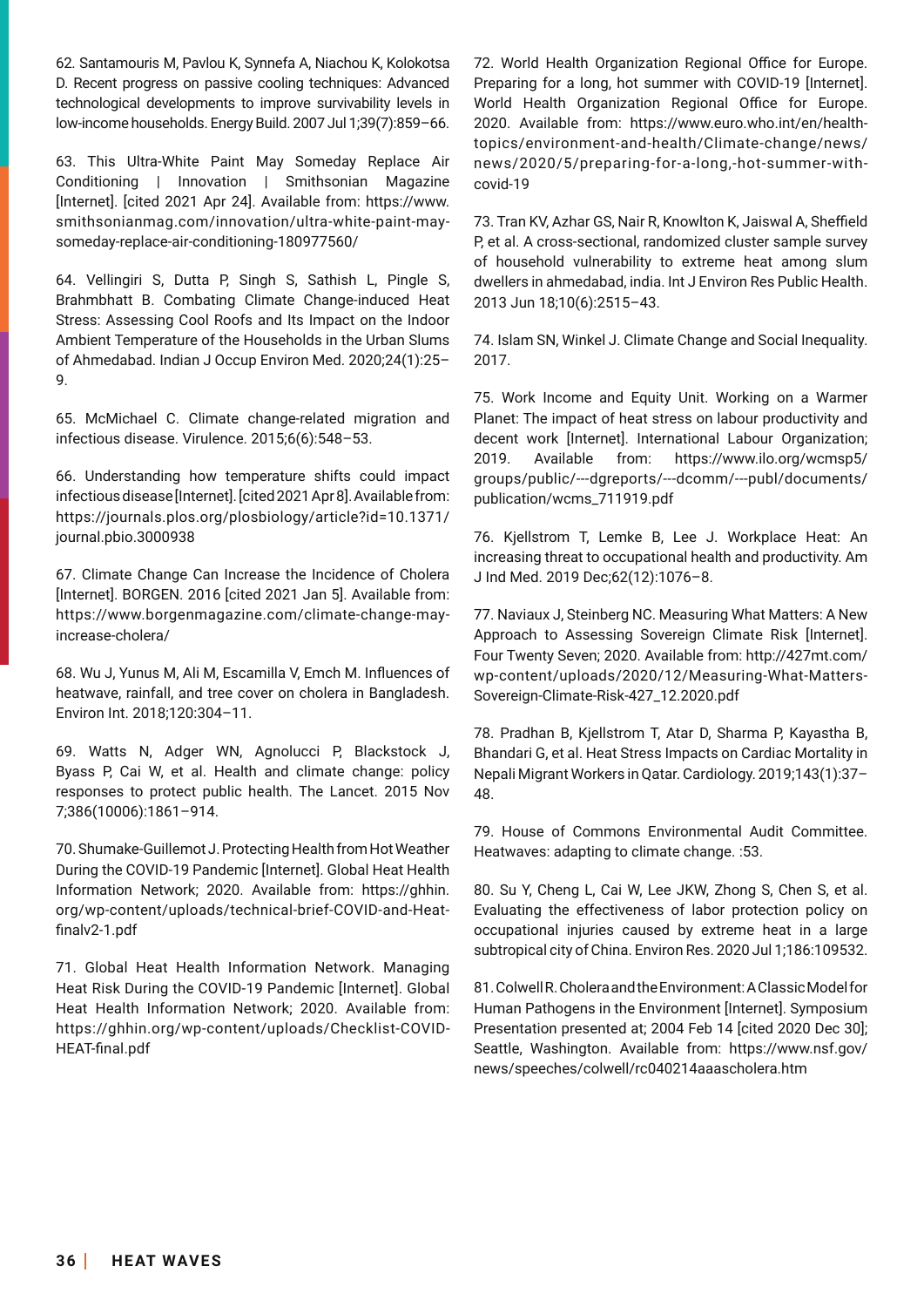62. Santamouris M, Pavlou K, Synnefa A, Niachou K, Kolokotsa D. Recent progress on passive cooling techniques: Advanced technological developments to improve survivability levels in low-income households. Energy Build. 2007 Jul 1;39(7):859–66.

63. This Ultra-White Paint May Someday Replace Air Conditioning | Innovation | Smithsonian Magazine [Internet]. [cited 2021 Apr 24]. Available from: https://www.smithsonianmag.com/innovation/ultra-white-paint-may-someday-replace-air-conditioning-180977560/

64. Vellingiri S, Dutta P, Singh S, Sathish L, Pingle S, Brahmbhatt B. Combating Climate Change-induced Heat Stress: Assessing Cool Roofs and Its Impact on the Indoor Ambient Temperature of the Households in the Urban Slums of Ahmedabad. Indian J Occup Environ Med. 2020;24(1):25–9.

65. McMichael C. Climate change-related migration and infectious disease. Virulence. 2015;6(6):548–53.

66. Understanding how temperature shifts could impact infectious disease [Internet]. [cited 2021 Apr 8]. Available from: https://journals.plos.org/plosbiology/article?id=10.1371/journal.pbio.3000938

67. Climate Change Can Increase the Incidence of Cholera [Internet]. BORGEN. 2016 [cited 2021 Jan 5]. Available from: https://www.borgenmagazine.com/climate-change-may-increase-cholera/

68. Wu J, Yunus M, Ali M, Escamilla V, Emch M. Influences of heatwave, rainfall, and tree cover on cholera in Bangladesh. Environ Int. 2018;120:304–11.

69. Watts N, Adger WN, Agnolucci P, Blackstock J, Byass P, Cai W, et al. Health and climate change: policy responses to protect public health. The Lancet. 2015 Nov 7;386(10006):1861–914.

70. Shumake-Guillemot J. Protecting Health from Hot Weather During the COVID-19 Pandemic [Internet]. Global Heat Health Information Network; 2020. Available from: https://ghhin.org/wp-content/uploads/technical-brief-COVID-and-Heat-finalv2-1.pdf

71. Global Heat Health Information Network. Managing Heat Risk During the COVID-19 Pandemic [Internet]. Global Heat Health Information Network; 2020. Available from: https://ghhin.org/wp-content/uploads/Checklist-COVID-HEAT-final.pdf

72. World Health Organization Regional Office for Europe. Preparing for a long, hot summer with COVID-19 [Internet]. World Health Organization Regional Office for Europe. 2020. Available from: https://www.euro.who.int/en/health-topics/environment-and-health/Climate-change/news/news/2020/5/preparing-for-a-long,-hot-summer-with-covid-19

73. Tran KV, Azhar GS, Nair R, Knowlton K, Jaiswal A, Sheffield P, et al. A cross-sectional, randomized cluster sample survey of household vulnerability to extreme heat among slum dwellers in ahmedabad, india. Int J Environ Res Public Health. 2013 Jun 18;10(6):2515–43.

74. Islam SN, Winkel J. Climate Change and Social Inequality. 2017.

75. Work Income and Equity Unit. Working on a Warmer Planet: The impact of heat stress on labour productivity and decent work [Internet]. International Labour Organization; 2019. Available from: https://www.ilo.org/wcmsp5/groups/public/---dgreports/---dcomm/---publ/documents/publication/wcms_711919.pdf

76. Kjellstrom T, Lemke B, Lee J. Workplace Heat: An increasing threat to occupational health and productivity. Am J Ind Med. 2019 Dec;62(12):1076–8.

77. Naviaux J, Steinberg NC. Measuring What Matters: A New Approach to Assessing Sovereign Climate Risk [Internet]. Four Twenty Seven; 2020. Available from: http://427mt.com/wp-content/uploads/2020/12/Measuring-What-Matters-Sovereign-Climate-Risk-427_12.2020.pdf

78. Pradhan B, Kjellstrom T, Atar D, Sharma P, Kayastha B, Bhandari G, et al. Heat Stress Impacts on Cardiac Mortality in Nepali Migrant Workers in Qatar. Cardiology. 2019;143(1):37–48.

79. House of Commons Environmental Audit Committee. Heatwaves: adapting to climate change. :53.

80. Su Y, Cheng L, Cai W, Lee JKW, Zhong S, Chen S, et al. Evaluating the effectiveness of labor protection policy on occupational injuries caused by extreme heat in a large subtropical city of China. Environ Res. 2020 Jul 1;186:109532.

81. Colwell R. Cholera and the Environment: A Classic Model for Human Pathogens in the Environment [Internet]. Symposium Presentation presented at; 2004 Feb 14 [cited 2020 Dec 30]; Seattle, Washington. Available from: https://www.nsf.gov/news/speeches/colwell/rc040214aaascholera.htm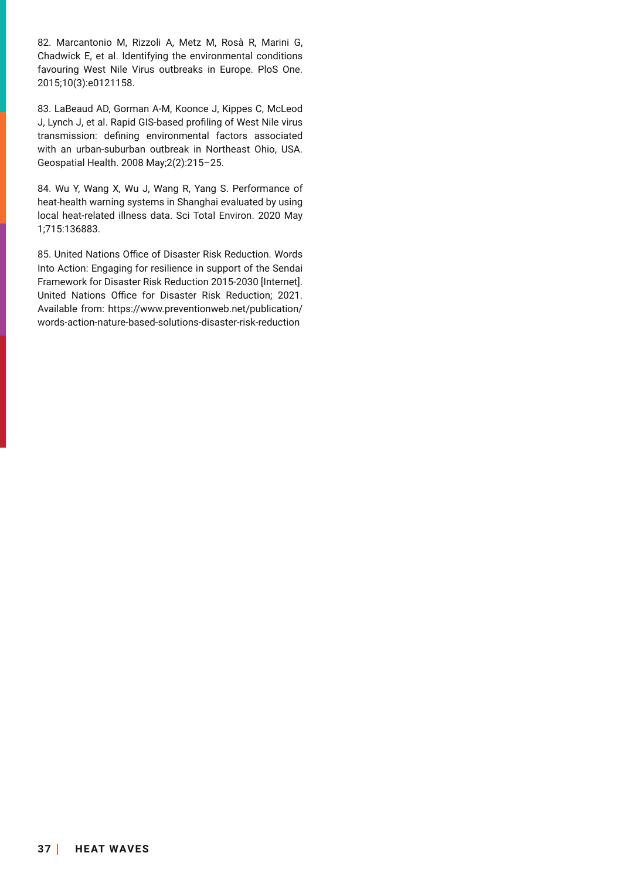82. Marcantonio M, Rizzoli A, Metz M, Rosà R, Marini G, Chadwick E, et al. Identifying the environmental conditions favouring West Nile Virus outbreaks in Europe. PloS One. 2015;10(3):e0121158.

83. LaBeaud AD, Gorman A-M, Koonce J, Kippes C, McLeod J, Lynch J, et al. Rapid GIS-based profiling of West Nile virus transmission: defining environmental factors associated with an urban-suburban outbreak in Northeast Ohio, USA. Geospatial Health. 2008 May;2(2):215–25.

84. Wu Y, Wang X, Wu J, Wang R, Yang S. Performance of heat-health warning systems in Shanghai evaluated by using local heat-related illness data. Sci Total Environ. 2020 May 1;715:136883.

85. United Nations Office of Disaster Risk Reduction. Words Into Action: Engaging for resilience in support of the Sendai Framework for Disaster Risk Reduction 2015-2030 [Internet]. United Nations Office for Disaster Risk Reduction; 2021. Available from: https://www.preventionweb.net/publication/words-action-nature-based-solutions-disaster-risk-reduction